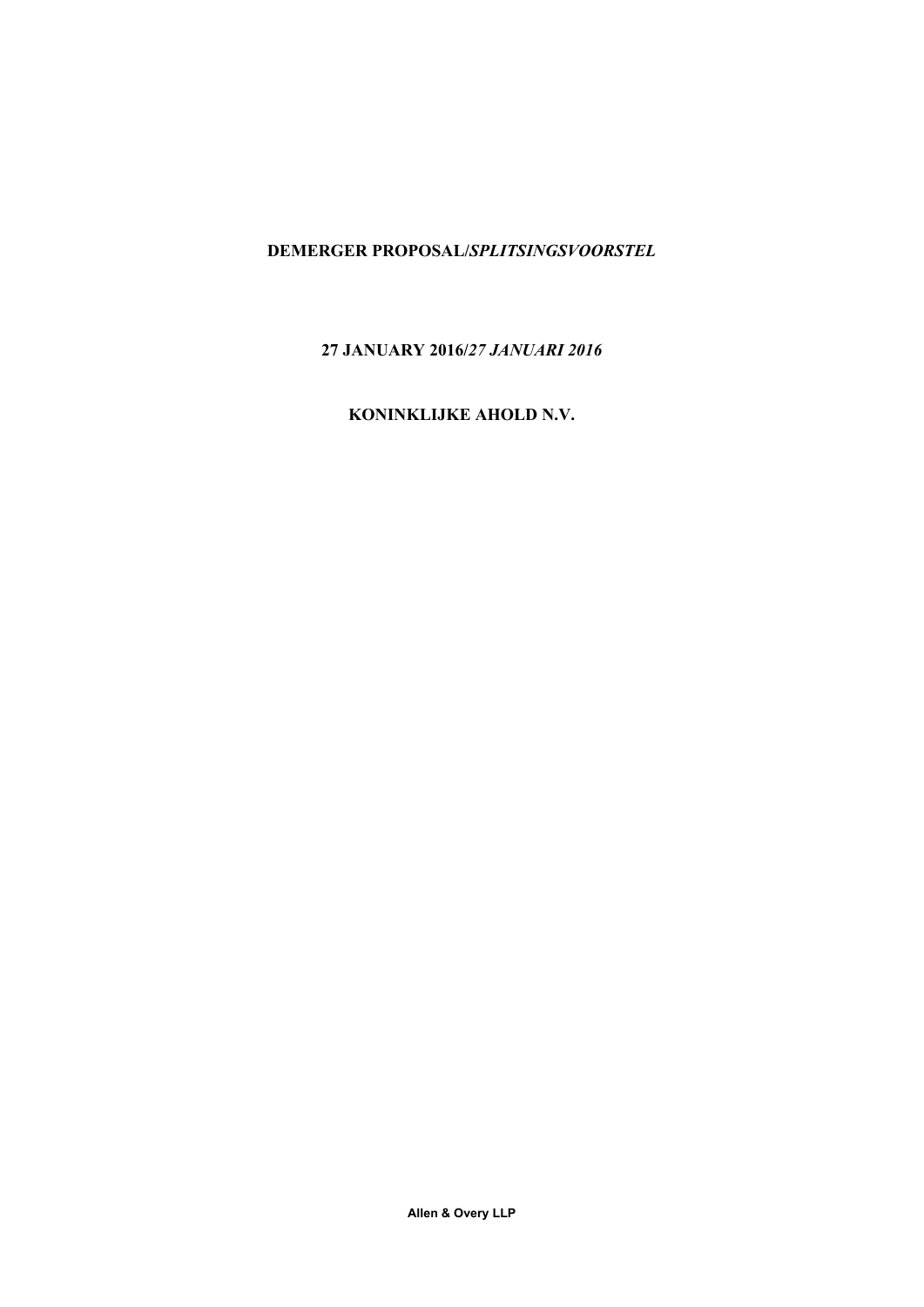**DEMERGER PROPOSAL/*SPLITSINGSVOORSTEL***

**27 JANUARY 2016/*27 JANUARI 2016***

**KONINKLIJKE AHOLD N.V.**

**Allen & Overy LLP**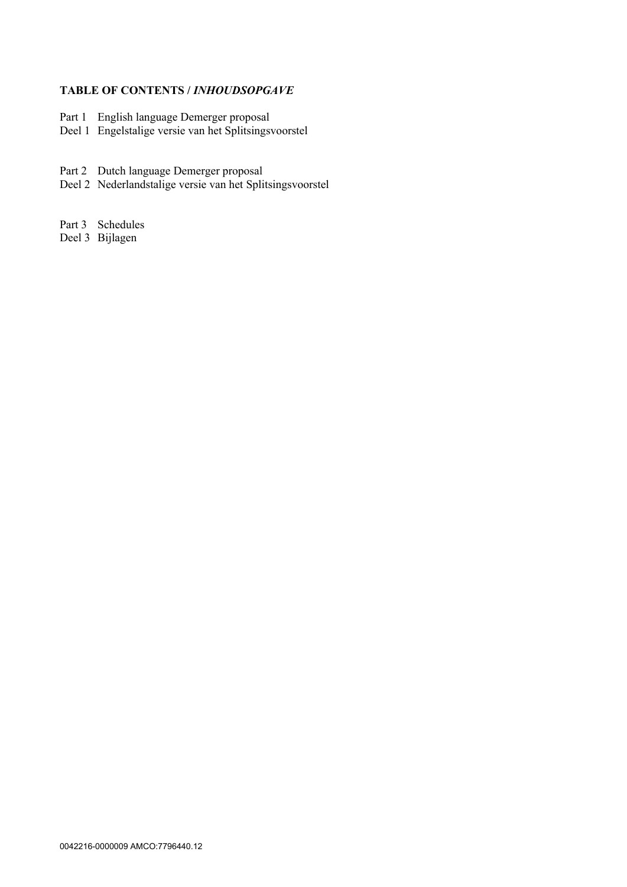**TABLE OF CONTENTS /** ***INHOUDSOPGAVE***

Part 1 English language Demerger proposal
Deel 1 Engelstalige versie van het Splitsingsvoorstel

Part 2 Dutch language Demerger proposal
Deel 2 Nederlandstalige versie van het Splitsingsvoorstel

Part 3 Schedules
Deel 3 Bijlagen

0042216-0000009 AMCO:7796440.12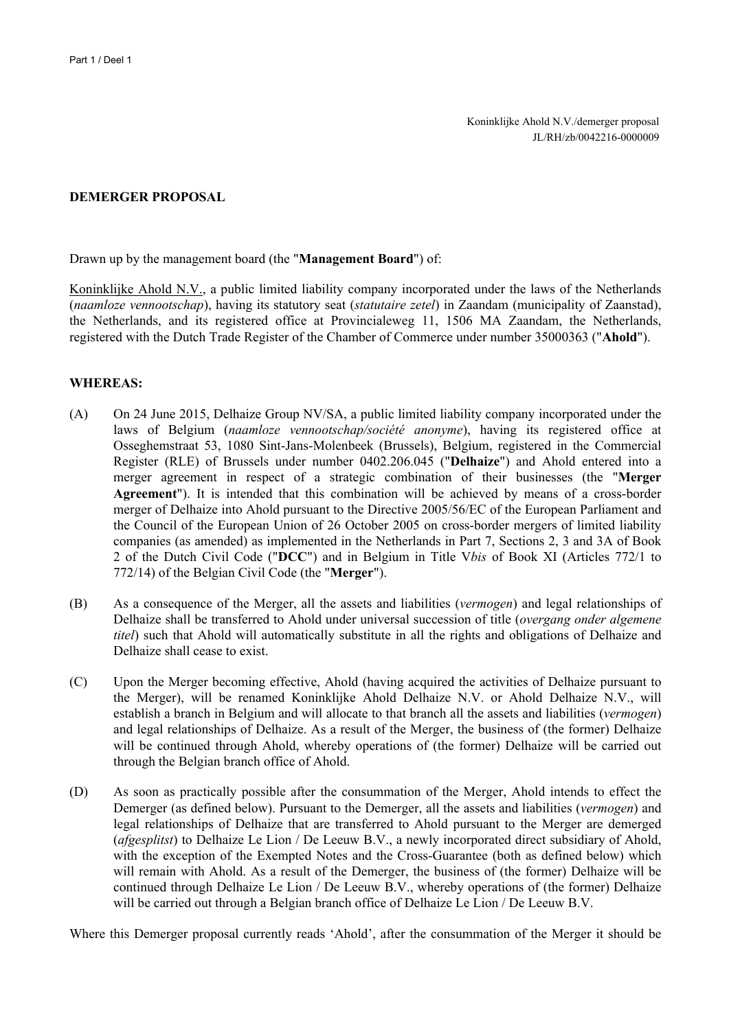Koninklijke Ahold N.V./demerger proposal
JL/RH/zb/0042216-0000009

**DEMERGER PROPOSAL**

Drawn up by the management board (the "**Management Board**") of:

Koninklijke Ahold N.V., a public limited liability company incorporated under the laws of the Netherlands (*naamloze vennootschap*), having its statutory seat (*statutaire zetel*) in Zaandam (municipality of Zaanstad), the Netherlands, and its registered office at Provincialeweg 11, 1506 MA Zaandam, the Netherlands, registered with the Dutch Trade Register of the Chamber of Commerce under number 35000363 ("**Ahold**").

**WHEREAS:**

(A) On 24 June 2015, Delhaize Group NV/SA, a public limited liability company incorporated under the laws of Belgium (*naamloze vennootschap/société anonyme*), having its registered office at Osseghemstraat 53, 1080 Sint-Jans-Molenbeek (Brussels), Belgium, registered in the Commercial Register (RLE) of Brussels under number 0402.206.045 ("**Delhaize**") and Ahold entered into a merger agreement in respect of a strategic combination of their businesses (the "**Merger Agreement**"). It is intended that this combination will be achieved by means of a cross-border merger of Delhaize into Ahold pursuant to the Directive 2005/56/EC of the European Parliament and the Council of the European Union of 26 October 2005 on cross-border mergers of limited liability companies (as amended) as implemented in the Netherlands in Part 7, Sections 2, 3 and 3A of Book 2 of the Dutch Civil Code ("**DCC**") and in Belgium in Title V*bis* of Book XI (Articles 772/1 to 772/14) of the Belgian Civil Code (the "**Merger**").

(B) As a consequence of the Merger, all the assets and liabilities (*vermogen*) and legal relationships of Delhaize shall be transferred to Ahold under universal succession of title (*overgang onder algemene titel*) such that Ahold will automatically substitute in all the rights and obligations of Delhaize and Delhaize shall cease to exist.

(C) Upon the Merger becoming effective, Ahold (having acquired the activities of Delhaize pursuant to the Merger), will be renamed Koninklijke Ahold Delhaize N.V. or Ahold Delhaize N.V., will establish a branch in Belgium and will allocate to that branch all the assets and liabilities (*vermogen*) and legal relationships of Delhaize. As a result of the Merger, the business of (the former) Delhaize will be continued through Ahold, whereby operations of (the former) Delhaize will be carried out through the Belgian branch office of Ahold.

(D) As soon as practically possible after the consummation of the Merger, Ahold intends to effect the Demerger (as defined below). Pursuant to the Demerger, all the assets and liabilities (*vermogen*) and legal relationships of Delhaize that are transferred to Ahold pursuant to the Merger are demerged (*afgesplitst*) to Delhaize Le Lion / De Leeuw B.V., a newly incorporated direct subsidiary of Ahold, with the exception of the Exempted Notes and the Cross-Guarantee (both as defined below) which will remain with Ahold. As a result of the Demerger, the business of (the former) Delhaize will be continued through Delhaize Le Lion / De Leeuw B.V., whereby operations of (the former) Delhaize will be carried out through a Belgian branch office of Delhaize Le Lion / De Leeuw B.V.

Where this Demerger proposal currently reads 'Ahold', after the consummation of the Merger it should be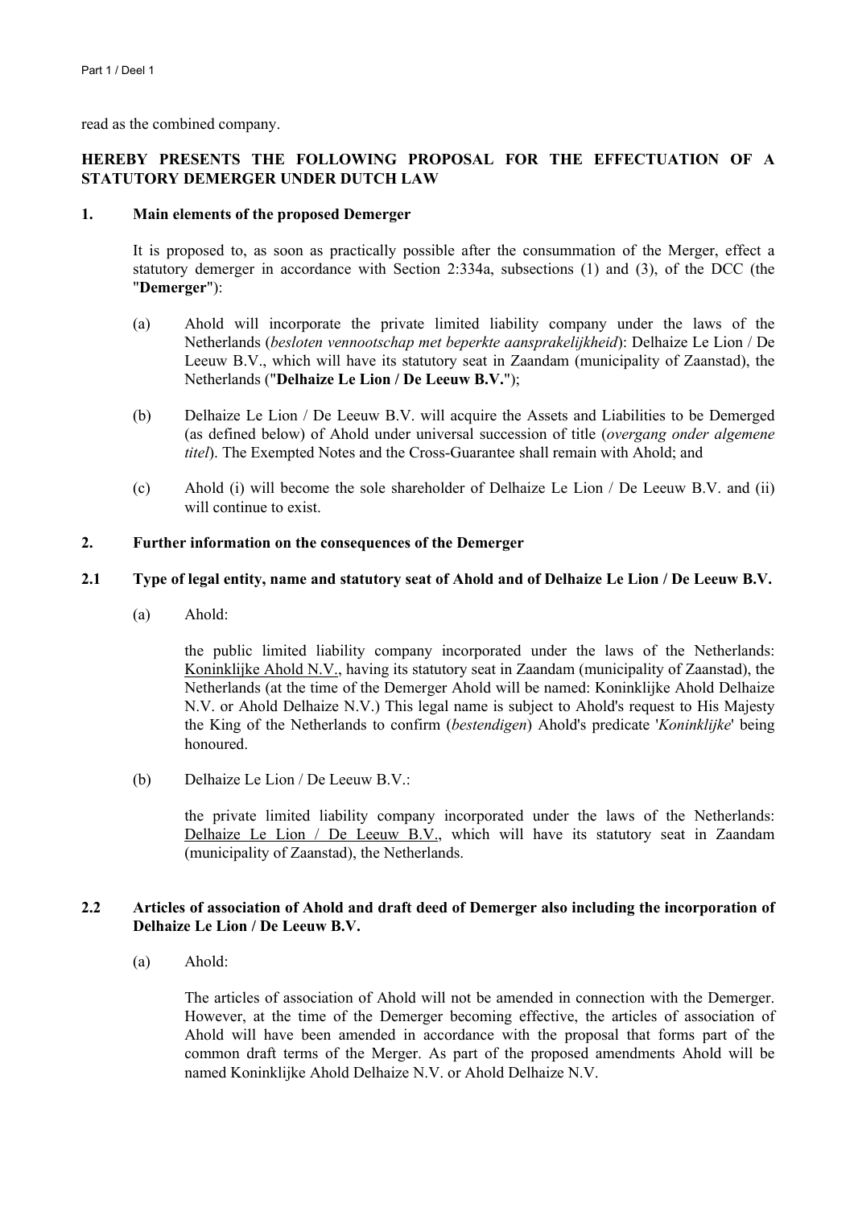read as the combined company.

**HEREBY PRESENTS THE FOLLOWING PROPOSAL FOR THE EFFECTUATION OF A STATUTORY DEMERGER UNDER DUTCH LAW**

**1. Main elements of the proposed Demerger**

It is proposed to, as soon as practically possible after the consummation of the Merger, effect a statutory demerger in accordance with Section 2:334a, subsections (1) and (3), of the DCC (the "**Demerger**"):

(a) Ahold will incorporate the private limited liability company under the laws of the Netherlands (*besloten vennootschap met beperkte aansprakelijkheid*): Delhaize Le Lion / De Leeuw B.V., which will have its statutory seat in Zaandam (municipality of Zaanstad), the Netherlands ("**Delhaize Le Lion / De Leeuw B.V.**");

(b) Delhaize Le Lion / De Leeuw B.V. will acquire the Assets and Liabilities to be Demerged (as defined below) of Ahold under universal succession of title (*overgang onder algemene titel*). The Exempted Notes and the Cross-Guarantee shall remain with Ahold; and

(c) Ahold (i) will become the sole shareholder of Delhaize Le Lion / De Leeuw B.V. and (ii) will continue to exist.

**2. Further information on the consequences of the Demerger**

**2.1 Type of legal entity, name and statutory seat of Ahold and of Delhaize Le Lion / De Leeuw B.V.**

(a) Ahold:

the public limited liability company incorporated under the laws of the Netherlands: Koninklijke Ahold N.V., having its statutory seat in Zaandam (municipality of Zaanstad), the Netherlands (at the time of the Demerger Ahold will be named: Koninklijke Ahold Delhaize N.V. or Ahold Delhaize N.V.) This legal name is subject to Ahold's request to His Majesty the King of the Netherlands to confirm (*bestendigen*) Ahold's predicate '*Koninklijke*' being honoured.

(b) Delhaize Le Lion / De Leeuw B.V.:

the private limited liability company incorporated under the laws of the Netherlands: Delhaize Le Lion / De Leeuw B.V., which will have its statutory seat in Zaandam (municipality of Zaanstad), the Netherlands.

**2.2 Articles of association of Ahold and draft deed of Demerger also including the incorporation of Delhaize Le Lion / De Leeuw B.V.**

(a) Ahold:

The articles of association of Ahold will not be amended in connection with the Demerger. However, at the time of the Demerger becoming effective, the articles of association of Ahold will have been amended in accordance with the proposal that forms part of the common draft terms of the Merger. As part of the proposed amendments Ahold will be named Koninklijke Ahold Delhaize N.V. or Ahold Delhaize N.V.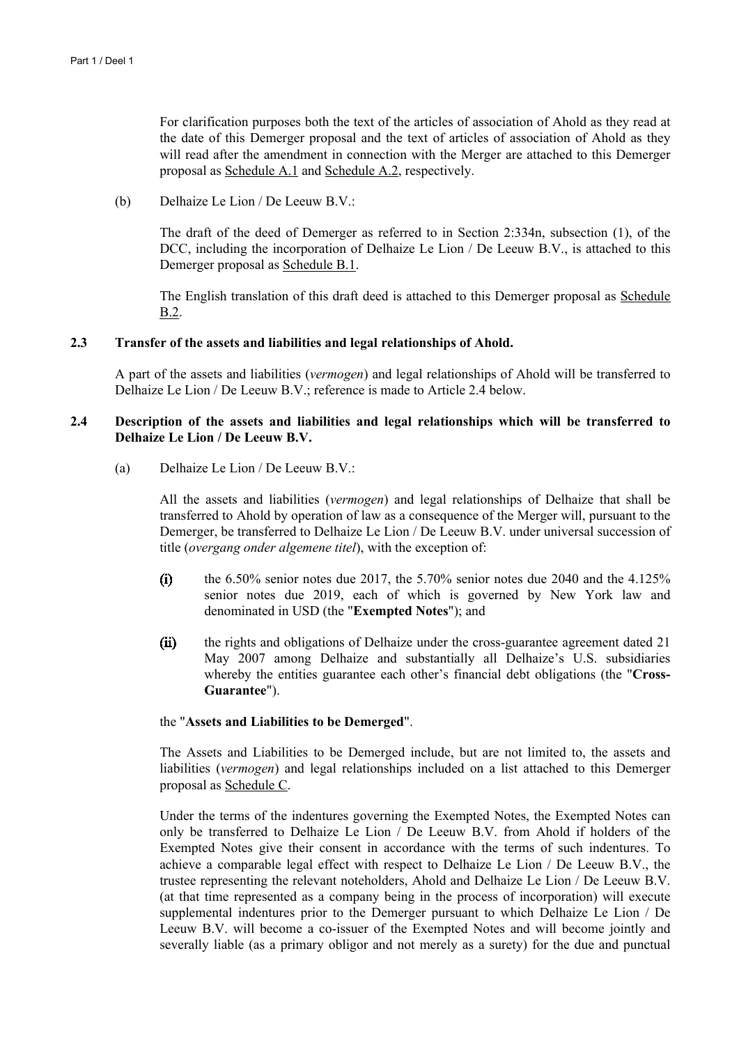For clarification purposes both the text of the articles of association of Ahold as they read at the date of this Demerger proposal and the text of articles of association of Ahold as they will read after the amendment in connection with the Merger are attached to this Demerger proposal as Schedule A.1 and Schedule A.2, respectively.

(b) Delhaize Le Lion / De Leeuw B.V.:

The draft of the deed of Demerger as referred to in Section 2:334n, subsection (1), of the DCC, including the incorporation of Delhaize Le Lion / De Leeuw B.V., is attached to this Demerger proposal as Schedule B.1.

The English translation of this draft deed is attached to this Demerger proposal as Schedule B.2.

**2.3 Transfer of the assets and liabilities and legal relationships of Ahold.**

A part of the assets and liabilities (*vermogen*) and legal relationships of Ahold will be transferred to Delhaize Le Lion / De Leeuw B.V.; reference is made to Article 2.4 below.

**2.4 Description of the assets and liabilities and legal relationships which will be transferred to Delhaize Le Lion / De Leeuw B.V.**

(a) Delhaize Le Lion / De Leeuw B.V.:

All the assets and liabilities (*vermogen*) and legal relationships of Delhaize that shall be transferred to Ahold by operation of law as a consequence of the Merger will, pursuant to the Demerger, be transferred to Delhaize Le Lion / De Leeuw B.V. under universal succession of title (*overgang onder algemene titel*), with the exception of:

(i) the 6.50% senior notes due 2017, the 5.70% senior notes due 2040 and the 4.125% senior notes due 2019, each of which is governed by New York law and denominated in USD (the "**Exempted Notes**"); and

(ii) the rights and obligations of Delhaize under the cross-guarantee agreement dated 21 May 2007 among Delhaize and substantially all Delhaize's U.S. subsidiaries whereby the entities guarantee each other's financial debt obligations (the "**Cross-Guarantee**").

the "**Assets and Liabilities to be Demerged**".

The Assets and Liabilities to be Demerged include, but are not limited to, the assets and liabilities (*vermogen*) and legal relationships included on a list attached to this Demerger proposal as Schedule C.

Under the terms of the indentures governing the Exempted Notes, the Exempted Notes can only be transferred to Delhaize Le Lion / De Leeuw B.V. from Ahold if holders of the Exempted Notes give their consent in accordance with the terms of such indentures. To achieve a comparable legal effect with respect to Delhaize Le Lion / De Leeuw B.V., the trustee representing the relevant noteholders, Ahold and Delhaize Le Lion / De Leeuw B.V. (at that time represented as a company being in the process of incorporation) will execute supplemental indentures prior to the Demerger pursuant to which Delhaize Le Lion / De Leeuw B.V. will become a co-issuer of the Exempted Notes and will become jointly and severally liable (as a primary obligor and not merely as a surety) for the due and punctual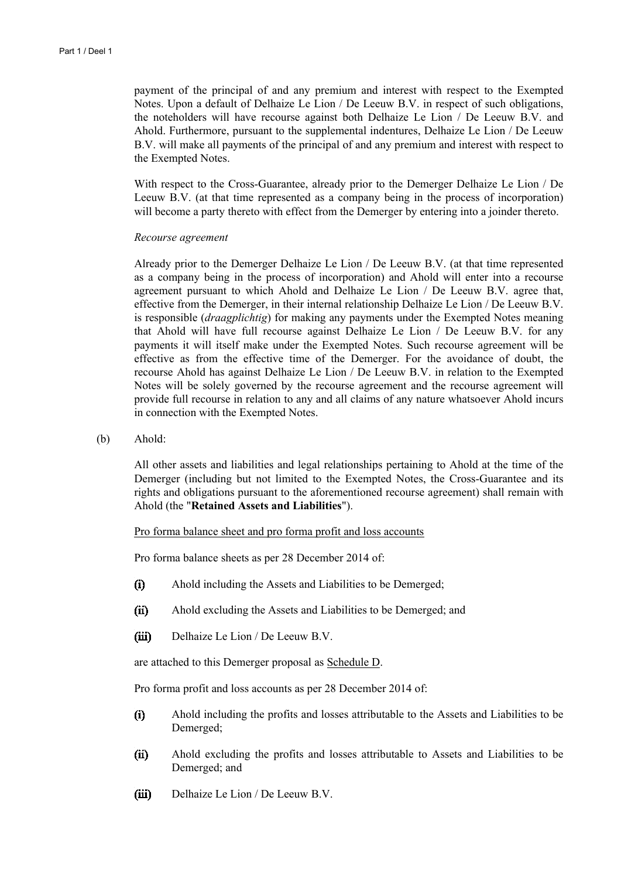payment of the principal of and any premium and interest with respect to the Exempted Notes. Upon a default of Delhaize Le Lion / De Leeuw B.V. in respect of such obligations, the noteholders will have recourse against both Delhaize Le Lion / De Leeuw B.V. and Ahold. Furthermore, pursuant to the supplemental indentures, Delhaize Le Lion / De Leeuw B.V. will make all payments of the principal of and any premium and interest with respect to the Exempted Notes.

With respect to the Cross-Guarantee, already prior to the Demerger Delhaize Le Lion / De Leeuw B.V. (at that time represented as a company being in the process of incorporation) will become a party thereto with effect from the Demerger by entering into a joinder thereto.

*Recourse agreement*

Already prior to the Demerger Delhaize Le Lion / De Leeuw B.V. (at that time represented as a company being in the process of incorporation) and Ahold will enter into a recourse agreement pursuant to which Ahold and Delhaize Le Lion / De Leeuw B.V. agree that, effective from the Demerger, in their internal relationship Delhaize Le Lion / De Leeuw B.V. is responsible (*draagplichtig*) for making any payments under the Exempted Notes meaning that Ahold will have full recourse against Delhaize Le Lion / De Leeuw B.V. for any payments it will itself make under the Exempted Notes. Such recourse agreement will be effective as from the effective time of the Demerger. For the avoidance of doubt, the recourse Ahold has against Delhaize Le Lion / De Leeuw B.V. in relation to the Exempted Notes will be solely governed by the recourse agreement and the recourse agreement will provide full recourse in relation to any and all claims of any nature whatsoever Ahold incurs in connection with the Exempted Notes.

(b) Ahold:

All other assets and liabilities and legal relationships pertaining to Ahold at the time of the Demerger (including but not limited to the Exempted Notes, the Cross-Guarantee and its rights and obligations pursuant to the aforementioned recourse agreement) shall remain with Ahold (the "**Retained Assets and Liabilities**").

Pro forma balance sheet and pro forma profit and loss accounts

Pro forma balance sheets as per 28 December 2014 of:

(i) Ahold including the Assets and Liabilities to be Demerged;

(ii) Ahold excluding the Assets and Liabilities to be Demerged; and

(iii) Delhaize Le Lion / De Leeuw B.V.

are attached to this Demerger proposal as Schedule D.

Pro forma profit and loss accounts as per 28 December 2014 of:

(i) Ahold including the profits and losses attributable to the Assets and Liabilities to be Demerged;

(ii) Ahold excluding the profits and losses attributable to Assets and Liabilities to be Demerged; and

(iii) Delhaize Le Lion / De Leeuw B.V.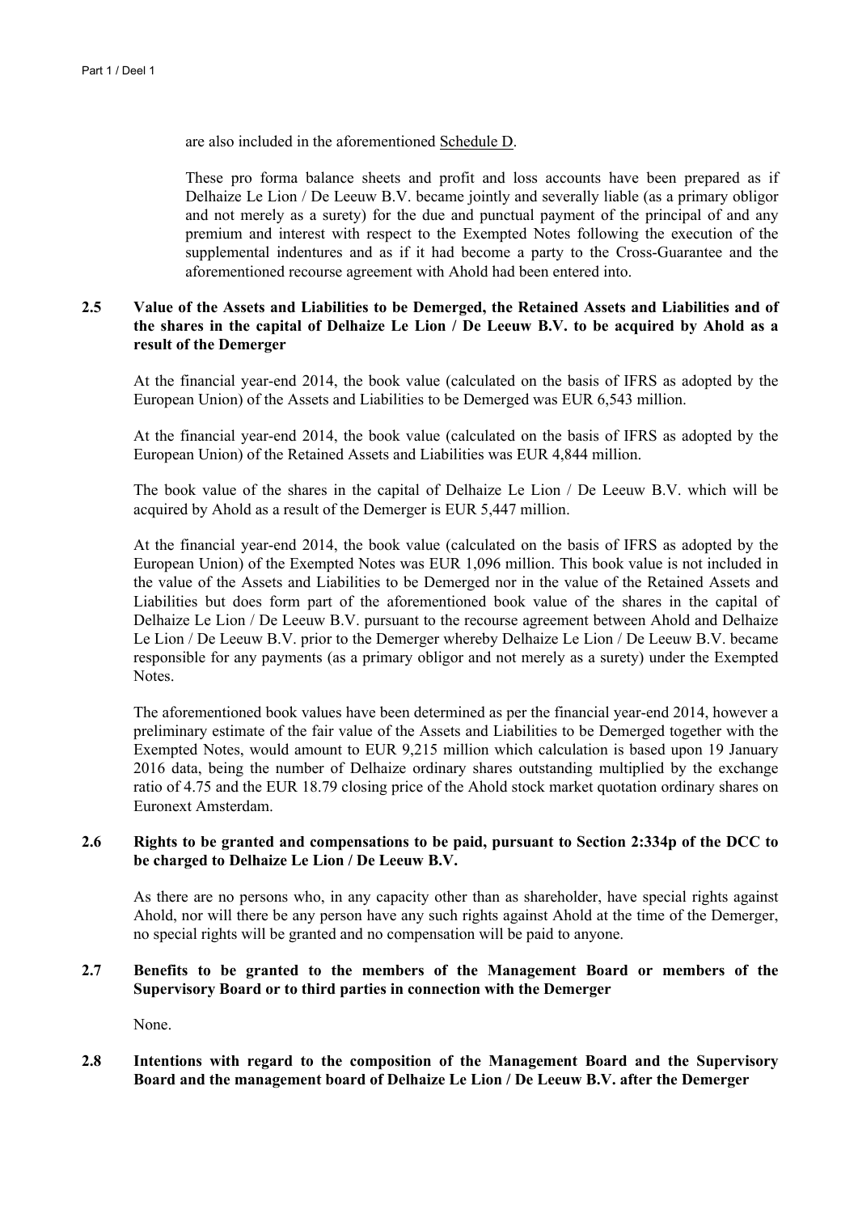are also included in the aforementioned Schedule D.

These pro forma balance sheets and profit and loss accounts have been prepared as if Delhaize Le Lion / De Leeuw B.V. became jointly and severally liable (as a primary obligor and not merely as a surety) for the due and punctual payment of the principal of and any premium and interest with respect to the Exempted Notes following the execution of the supplemental indentures and as if it had become a party to the Cross-Guarantee and the aforementioned recourse agreement with Ahold had been entered into.

### 2.5 Value of the Assets and Liabilities to be Demerged, the Retained Assets and Liabilities and of the shares in the capital of Delhaize Le Lion / De Leeuw B.V. to be acquired by Ahold as a result of the Demerger

At the financial year-end 2014, the book value (calculated on the basis of IFRS as adopted by the European Union) of the Assets and Liabilities to be Demerged was EUR 6,543 million.

At the financial year-end 2014, the book value (calculated on the basis of IFRS as adopted by the European Union) of the Retained Assets and Liabilities was EUR 4,844 million.

The book value of the shares in the capital of Delhaize Le Lion / De Leeuw B.V. which will be acquired by Ahold as a result of the Demerger is EUR 5,447 million.

At the financial year-end 2014, the book value (calculated on the basis of IFRS as adopted by the European Union) of the Exempted Notes was EUR 1,096 million. This book value is not included in the value of the Assets and Liabilities to be Demerged nor in the value of the Retained Assets and Liabilities but does form part of the aforementioned book value of the shares in the capital of Delhaize Le Lion / De Leeuw B.V. pursuant to the recourse agreement between Ahold and Delhaize Le Lion / De Leeuw B.V. prior to the Demerger whereby Delhaize Le Lion / De Leeuw B.V. became responsible for any payments (as a primary obligor and not merely as a surety) under the Exempted Notes.

The aforementioned book values have been determined as per the financial year-end 2014, however a preliminary estimate of the fair value of the Assets and Liabilities to be Demerged together with the Exempted Notes, would amount to EUR 9,215 million which calculation is based upon 19 January 2016 data, being the number of Delhaize ordinary shares outstanding multiplied by the exchange ratio of 4.75 and the EUR 18.79 closing price of the Ahold stock market quotation ordinary shares on Euronext Amsterdam.

### 2.6 Rights to be granted and compensations to be paid, pursuant to Section 2:334p of the DCC to be charged to Delhaize Le Lion / De Leeuw B.V.

As there are no persons who, in any capacity other than as shareholder, have special rights against Ahold, nor will there be any person have any such rights against Ahold at the time of the Demerger, no special rights will be granted and no compensation will be paid to anyone.

### 2.7 Benefits to be granted to the members of the Management Board or members of the Supervisory Board or to third parties in connection with the Demerger

None.

### 2.8 Intentions with regard to the composition of the Management Board and the Supervisory Board and the management board of Delhaize Le Lion / De Leeuw B.V. after the Demerger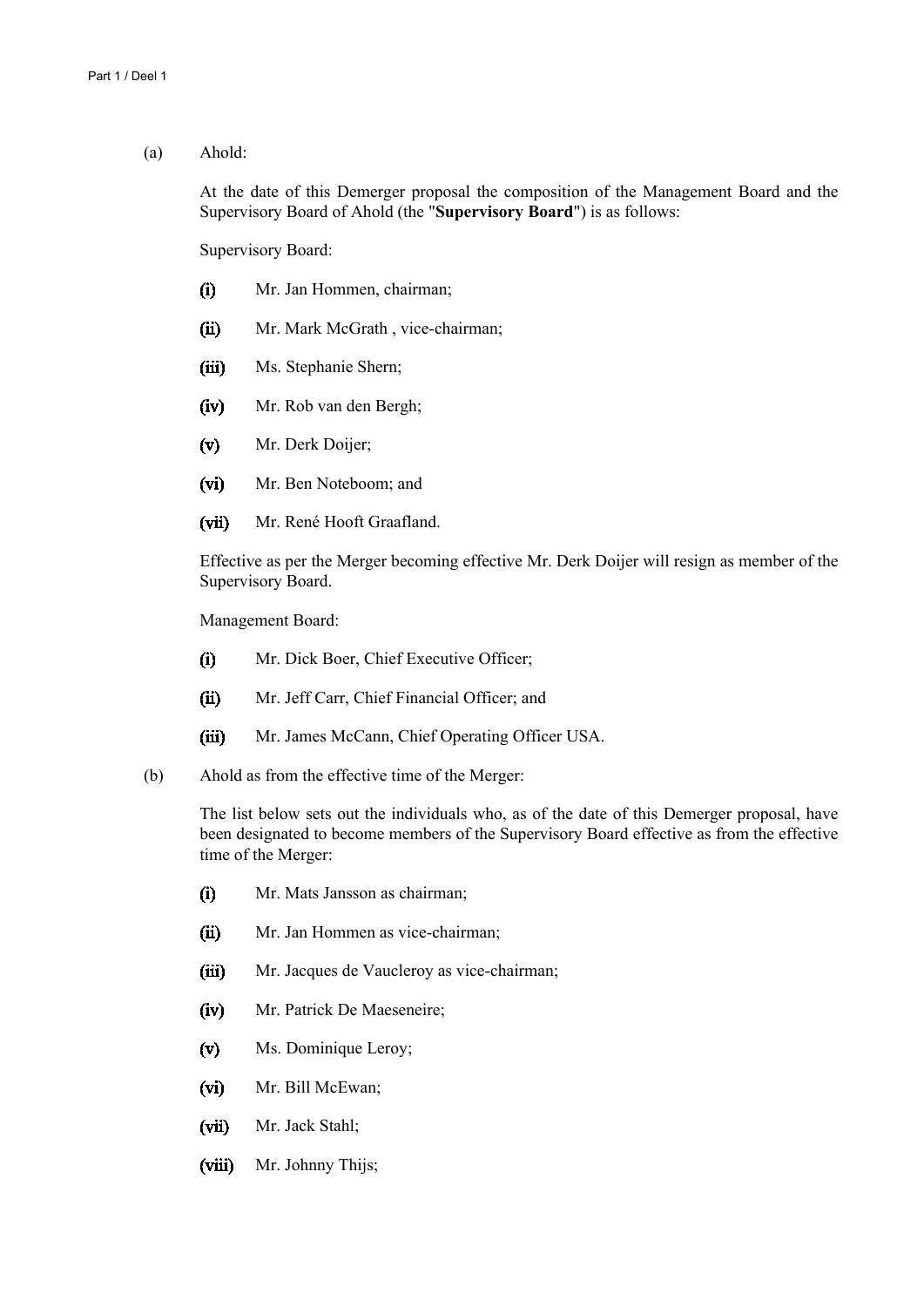(a) Ahold:

At the date of this Demerger proposal the composition of the Management Board and the Supervisory Board of Ahold (the "**Supervisory Board**") is as follows:

Supervisory Board:

(i) Mr. Jan Hommen, chairman;

(ii) Mr. Mark McGrath , vice-chairman;

(iii) Ms. Stephanie Shern;

(iv) Mr. Rob van den Bergh;

(v) Mr. Derk Doijer;

(vi) Mr. Ben Noteboom; and

(vii) Mr. René Hooft Graafland.

Effective as per the Merger becoming effective Mr. Derk Doijer will resign as member of the Supervisory Board.

Management Board:

(i) Mr. Dick Boer, Chief Executive Officer;

(ii) Mr. Jeff Carr, Chief Financial Officer; and

(iii) Mr. James McCann, Chief Operating Officer USA.

(b) Ahold as from the effective time of the Merger:

The list below sets out the individuals who, as of the date of this Demerger proposal, have been designated to become members of the Supervisory Board effective as from the effective time of the Merger:

(i) Mr. Mats Jansson as chairman;

(ii) Mr. Jan Hommen as vice-chairman;

(iii) Mr. Jacques de Vaucleroy as vice-chairman;

(iv) Mr. Patrick De Maeseneire;

(v) Ms. Dominique Leroy;

(vi) Mr. Bill McEwan;

(vii) Mr. Jack Stahl;

(viii) Mr. Johnny Thijs;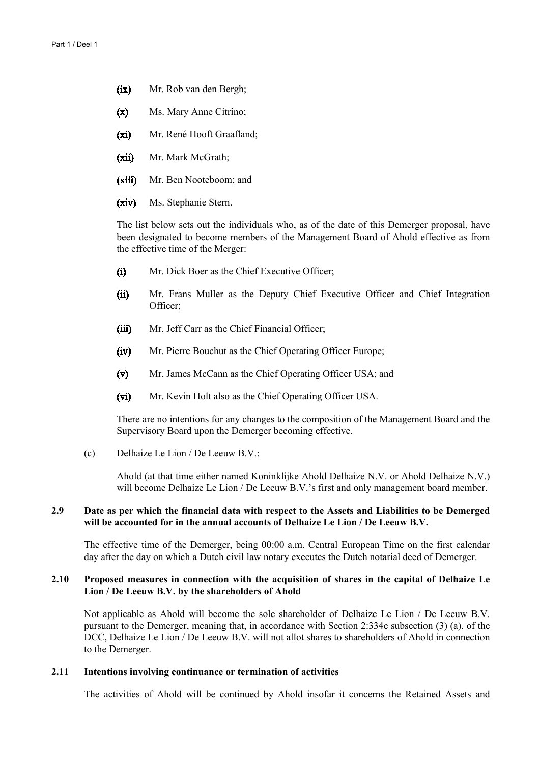(ix) Mr. Rob van den Bergh;

(x) Ms. Mary Anne Citrino;

(xi) Mr. René Hooft Graafland;

(xii) Mr. Mark McGrath;

(xiii) Mr. Ben Nooteboom; and

(xiv) Ms. Stephanie Stern.

The list below sets out the individuals who, as of the date of this Demerger proposal, have been designated to become members of the Management Board of Ahold effective as from the effective time of the Merger:

(i) Mr. Dick Boer as the Chief Executive Officer;

(ii) Mr. Frans Muller as the Deputy Chief Executive Officer and Chief Integration Officer;

(iii) Mr. Jeff Carr as the Chief Financial Officer;

(iv) Mr. Pierre Bouchut as the Chief Operating Officer Europe;

(v) Mr. James McCann as the Chief Operating Officer USA; and

(vi) Mr. Kevin Holt also as the Chief Operating Officer USA.

There are no intentions for any changes to the composition of the Management Board and the Supervisory Board upon the Demerger becoming effective.

(c) Delhaize Le Lion / De Leeuw B.V.:

Ahold (at that time either named Koninklijke Ahold Delhaize N.V. or Ahold Delhaize N.V.) will become Delhaize Le Lion / De Leeuw B.V.'s first and only management board member.

**2.9 Date as per which the financial data with respect to the Assets and Liabilities to be Demerged will be accounted for in the annual accounts of Delhaize Le Lion / De Leeuw B.V.**

The effective time of the Demerger, being 00:00 a.m. Central European Time on the first calendar day after the day on which a Dutch civil law notary executes the Dutch notarial deed of Demerger.

**2.10 Proposed measures in connection with the acquisition of shares in the capital of Delhaize Le Lion / De Leeuw B.V. by the shareholders of Ahold**

Not applicable as Ahold will become the sole shareholder of Delhaize Le Lion / De Leeuw B.V. pursuant to the Demerger, meaning that, in accordance with Section 2:334e subsection (3) (a). of the DCC, Delhaize Le Lion / De Leeuw B.V. will not allot shares to shareholders of Ahold in connection to the Demerger.

**2.11 Intentions involving continuance or termination of activities**

The activities of Ahold will be continued by Ahold insofar it concerns the Retained Assets and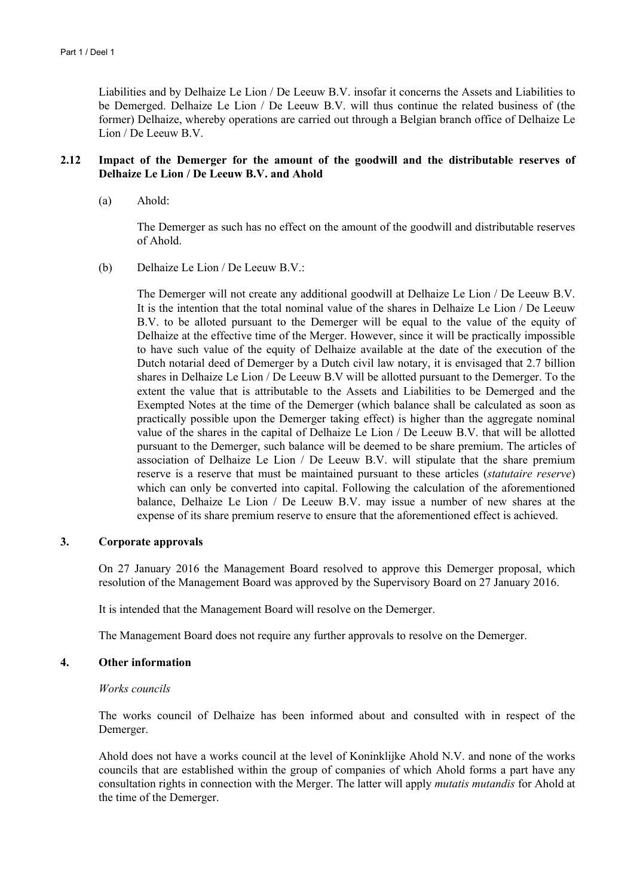Liabilities and by Delhaize Le Lion / De Leeuw B.V. insofar it concerns the Assets and Liabilities to be Demerged. Delhaize Le Lion / De Leeuw B.V. will thus continue the related business of (the former) Delhaize, whereby operations are carried out through a Belgian branch office of Delhaize Le Lion / De Leeuw B.V.

### 2.12 Impact of the Demerger for the amount of the goodwill and the distributable reserves of Delhaize Le Lion / De Leeuw B.V. and Ahold

(a) Ahold:

The Demerger as such has no effect on the amount of the goodwill and distributable reserves of Ahold.

(b) Delhaize Le Lion / De Leeuw B.V.:

The Demerger will not create any additional goodwill at Delhaize Le Lion / De Leeuw B.V. It is the intention that the total nominal value of the shares in Delhaize Le Lion / De Leeuw B.V. to be alloted pursuant to the Demerger will be equal to the value of the equity of Delhaize at the effective time of the Merger. However, since it will be practically impossible to have such value of the equity of Delhaize available at the date of the execution of the Dutch notarial deed of Demerger by a Dutch civil law notary, it is envisaged that 2.7 billion shares in Delhaize Le Lion / De Leeuw B.V will be allotted pursuant to the Demerger. To the extent the value that is attributable to the Assets and Liabilities to be Demerged and the Exempted Notes at the time of the Demerger (which balance shall be calculated as soon as practically possible upon the Demerger taking effect) is higher than the aggregate nominal value of the shares in the capital of Delhaize Le Lion / De Leeuw B.V. that will be allotted pursuant to the Demerger, such balance will be deemed to be share premium. The articles of association of Delhaize Le Lion / De Leeuw B.V. will stipulate that the share premium reserve is a reserve that must be maintained pursuant to these articles (*statutaire reserve*) which can only be converted into capital. Following the calculation of the aforementioned balance, Delhaize Le Lion / De Leeuw B.V. may issue a number of new shares at the expense of its share premium reserve to ensure that the aforementioned effect is achieved.

## 3. Corporate approvals

On 27 January 2016 the Management Board resolved to approve this Demerger proposal, which resolution of the Management Board was approved by the Supervisory Board on 27 January 2016.

It is intended that the Management Board will resolve on the Demerger.

The Management Board does not require any further approvals to resolve on the Demerger.

## 4. Other information

*Works councils*

The works council of Delhaize has been informed about and consulted with in respect of the Demerger.

Ahold does not have a works council at the level of Koninklijke Ahold N.V. and none of the works councils that are established within the group of companies of which Ahold forms a part have any consultation rights in connection with the Merger. The latter will apply *mutatis mutandis* for Ahold at the time of the Demerger.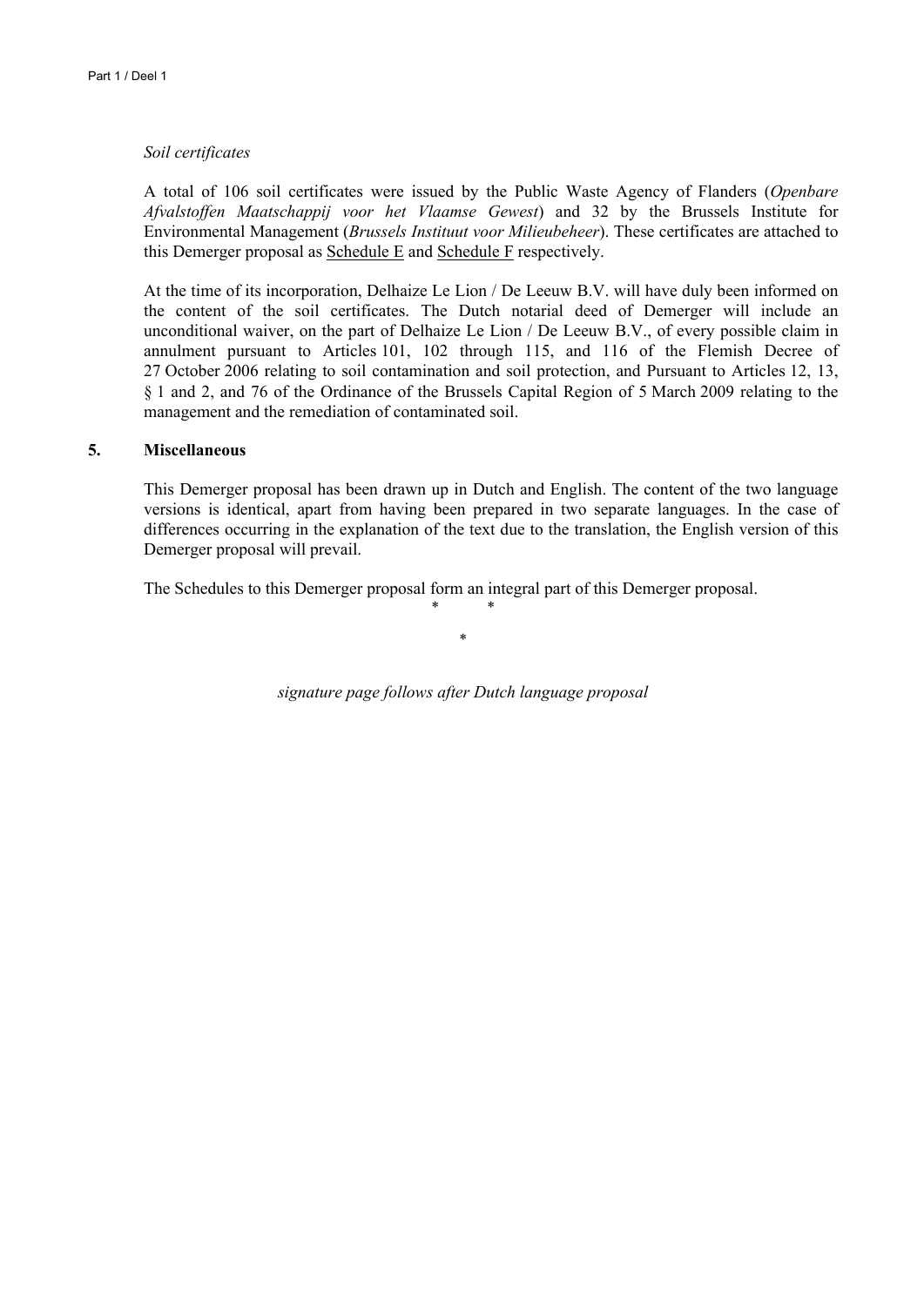*Soil certificates*

A total of 106 soil certificates were issued by the Public Waste Agency of Flanders (*Openbare Afvalstoffen Maatschappij voor het Vlaamse Gewest*) and 32 by the Brussels Institute for Environmental Management (*Brussels Instituut voor Milieubeheer*). These certificates are attached to this Demerger proposal as Schedule E and Schedule F respectively.

At the time of its incorporation, Delhaize Le Lion / De Leeuw B.V. will have duly been informed on the content of the soil certificates. The Dutch notarial deed of Demerger will include an unconditional waiver, on the part of Delhaize Le Lion / De Leeuw B.V., of every possible claim in annulment pursuant to Articles 101, 102 through 115, and 116 of the Flemish Decree of 27 October 2006 relating to soil contamination and soil protection, and Pursuant to Articles 12, 13, § 1 and 2, and 76 of the Ordinance of the Brussels Capital Region of 5 March 2009 relating to the management and the remediation of contaminated soil.

## 5. Miscellaneous

This Demerger proposal has been drawn up in Dutch and English. The content of the two language versions is identical, apart from having been prepared in two separate languages. In the case of differences occurring in the explanation of the text due to the translation, the English version of this Demerger proposal will prevail.

The Schedules to this Demerger proposal form an integral part of this Demerger proposal.

\* \*

\*

*signature page follows after Dutch language proposal*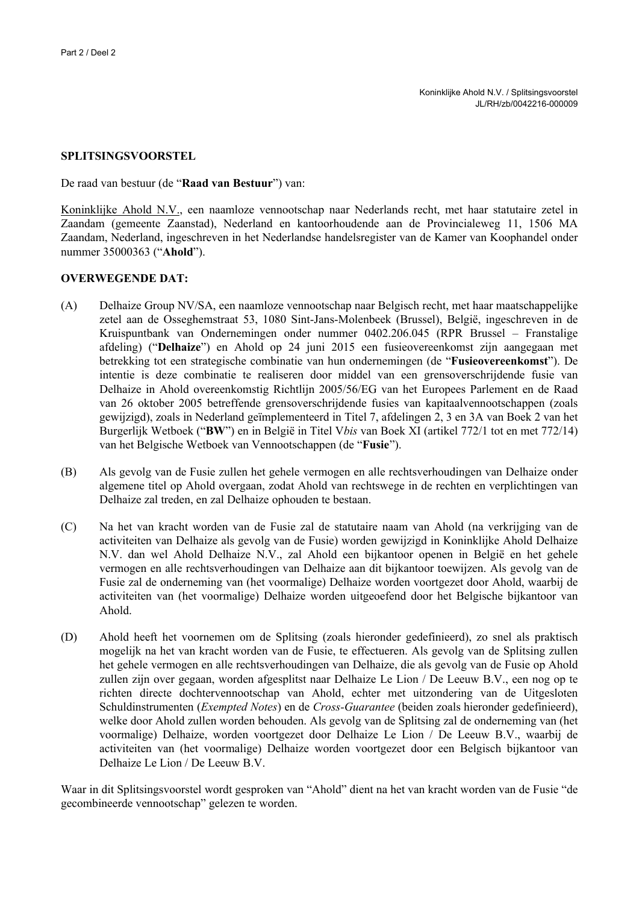Koninklijke Ahold N.V. / Splitsingsvoorstel
JL/RH/zb/0042216-000009

**SPLITSINGSVOORSTEL**

De raad van bestuur (de "**Raad van Bestuur**") van:

Koninklijke Ahold N.V., een naamloze vennootschap naar Nederlands recht, met haar statutaire zetel in Zaandam (gemeente Zaanstad), Nederland en kantoorhoudende aan de Provincialeweg 11, 1506 MA Zaandam, Nederland, ingeschreven in het Nederlandse handelsregister van de Kamer van Koophandel onder nummer 35000363 ("**Ahold**").

**OVERWEGENDE DAT:**

(A) Delhaize Group NV/SA, een naamloze vennootschap naar Belgisch recht, met haar maatschappelijke zetel aan de Osseghemstraat 53, 1080 Sint-Jans-Molenbeek (Brussel), België, ingeschreven in de Kruispuntbank van Ondernemingen onder nummer 0402.206.045 (RPR Brussel – Franstalige afdeling) ("**Delhaize**") en Ahold op 24 juni 2015 een fusieovereenkomst zijn aangegaan met betrekking tot een strategische combinatie van hun ondernemingen (de "**Fusieovereenkomst**"). De intentie is deze combinatie te realiseren door middel van een grensoverschrijdende fusie van Delhaize in Ahold overeenkomstig Richtlijn 2005/56/EG van het Europees Parlement en de Raad van 26 oktober 2005 betreffende grensoverschrijdende fusies van kapitaalvennootschappen (zoals gewijzigd), zoals in Nederland geïmplementeerd in Titel 7, afdelingen 2, 3 en 3A van Boek 2 van het Burgerlijk Wetboek ("**BW**") en in België in Titel V*bis* van Boek XI (artikel 772/1 tot en met 772/14) van het Belgische Wetboek van Vennootschappen (de "**Fusie**").

(B) Als gevolg van de Fusie zullen het gehele vermogen en alle rechtsverhoudingen van Delhaize onder algemene titel op Ahold overgaan, zodat Ahold van rechtswege in de rechten en verplichtingen van Delhaize zal treden, en zal Delhaize ophouden te bestaan.

(C) Na het van kracht worden van de Fusie zal de statutaire naam van Ahold (na verkrijging van de activiteiten van Delhaize als gevolg van de Fusie) worden gewijzigd in Koninklijke Ahold Delhaize N.V. dan wel Ahold Delhaize N.V., zal Ahold een bijkantoor openen in België en het gehele vermogen en alle rechtsverhoudingen van Delhaize aan dit bijkantoor toewijzen. Als gevolg van de Fusie zal de onderneming van (het voormalige) Delhaize worden voortgezet door Ahold, waarbij de activiteiten van (het voormalige) Delhaize worden uitgeoefend door het Belgische bijkantoor van Ahold.

(D) Ahold heeft het voornemen om de Splitsing (zoals hieronder gedefinieerd), zo snel als praktisch mogelijk na het van kracht worden van de Fusie, te effectueren. Als gevolg van de Splitsing zullen het gehele vermogen en alle rechtsverhoudingen van Delhaize, die als gevolg van de Fusie op Ahold zullen zijn over gegaan, worden afgesplitst naar Delhaize Le Lion / De Leeuw B.V., een nog op te richten directe dochtervennootschap van Ahold, echter met uitzondering van de Uitgesloten Schuldinstrumenten (*Exempted Notes*) en de *Cross-Guarantee* (beiden zoals hieronder gedefinieerd), welke door Ahold zullen worden behouden. Als gevolg van de Splitsing zal de onderneming van (het voormalige) Delhaize, worden voortgezet door Delhaize Le Lion / De Leeuw B.V., waarbij de activiteiten van (het voormalige) Delhaize worden voortgezet door een Belgisch bijkantoor van Delhaize Le Lion / De Leeuw B.V.

Waar in dit Splitsingsvoorstel wordt gesproken van "Ahold" dient na het van kracht worden van de Fusie "de gecombineerde vennootschap" gelezen te worden.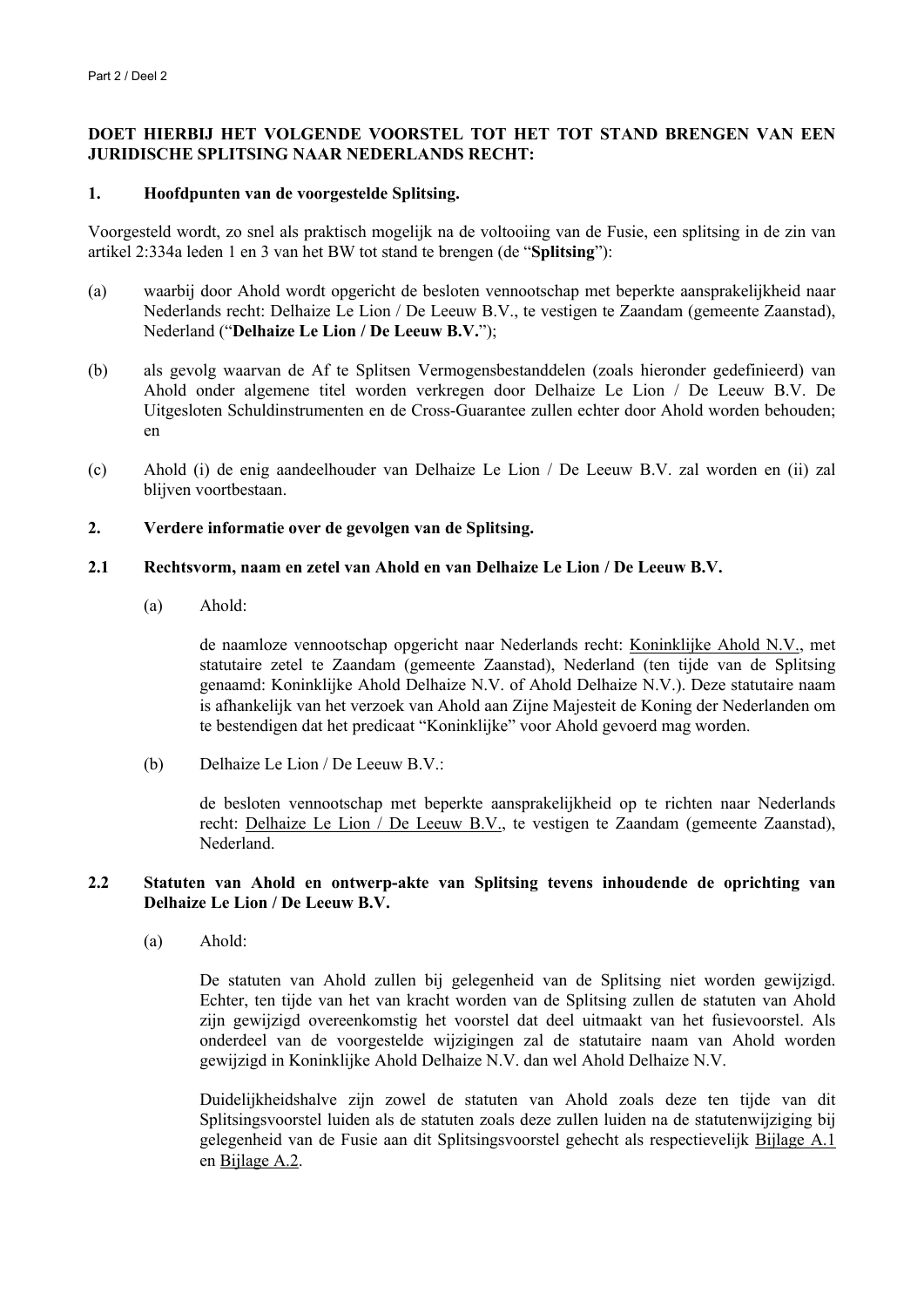**DOET HIERBIJ HET VOLGENDE VOORSTEL TOT HET TOT STAND BRENGEN VAN EEN JURIDISCHE SPLITSING NAAR NEDERLANDS RECHT:**

**1. Hoofdpunten van de voorgestelde Splitsing.**

Voorgesteld wordt, zo snel als praktisch mogelijk na de voltooiing van de Fusie, een splitsing in de zin van artikel 2:334a leden 1 en 3 van het BW tot stand te brengen (de "**Splitsing**"):

(a) waarbij door Ahold wordt opgericht de besloten vennootschap met beperkte aansprakelijkheid naar Nederlands recht: Delhaize Le Lion / De Leeuw B.V., te vestigen te Zaandam (gemeente Zaanstad), Nederland ("**Delhaize Le Lion / De Leeuw B.V.**");

(b) als gevolg waarvan de Af te Splitsen Vermogensbestanddelen (zoals hieronder gedefinieerd) van Ahold onder algemene titel worden verkregen door Delhaize Le Lion / De Leeuw B.V. De Uitgesloten Schuldinstrumenten en de Cross-Guarantee zullen echter door Ahold worden behouden; en

(c) Ahold (i) de enig aandeelhouder van Delhaize Le Lion / De Leeuw B.V. zal worden en (ii) zal blijven voortbestaan.

**2. Verdere informatie over de gevolgen van de Splitsing.**

**2.1 Rechtsvorm, naam en zetel van Ahold en van Delhaize Le Lion / De Leeuw B.V.**

(a) Ahold:

de naamloze vennootschap opgericht naar Nederlands recht: Koninklijke Ahold N.V., met statutaire zetel te Zaandam (gemeente Zaanstad), Nederland (ten tijde van de Splitsing genaamd: Koninklijke Ahold Delhaize N.V. of Ahold Delhaize N.V.). Deze statutaire naam is afhankelijk van het verzoek van Ahold aan Zijne Majesteit de Koning der Nederlanden om te bestendigen dat het predicaat "Koninklijke" voor Ahold gevoerd mag worden.

(b) Delhaize Le Lion / De Leeuw B.V.:

de besloten vennootschap met beperkte aansprakelijkheid op te richten naar Nederlands recht: Delhaize Le Lion / De Leeuw B.V., te vestigen te Zaandam (gemeente Zaanstad), Nederland.

**2.2 Statuten van Ahold en ontwerp-akte van Splitsing tevens inhoudende de oprichting van Delhaize Le Lion / De Leeuw B.V.**

(a) Ahold:

De statuten van Ahold zullen bij gelegenheid van de Splitsing niet worden gewijzigd. Echter, ten tijde van het van kracht worden van de Splitsing zullen de statuten van Ahold zijn gewijzigd overeenkomstig het voorstel dat deel uitmaakt van het fusievoorstel. Als onderdeel van de voorgestelde wijzigingen zal de statutaire naam van Ahold worden gewijzigd in Koninklijke Ahold Delhaize N.V. dan wel Ahold Delhaize N.V.

Duidelijkheidshalve zijn zowel de statuten van Ahold zoals deze ten tijde van dit Splitsingsvoorstel luiden als de statuten zoals deze zullen luiden na de statutenwijziging bij gelegenheid van de Fusie aan dit Splitsingsvoorstel gehecht als respectievelijk Bijlage A.1 en Bijlage A.2.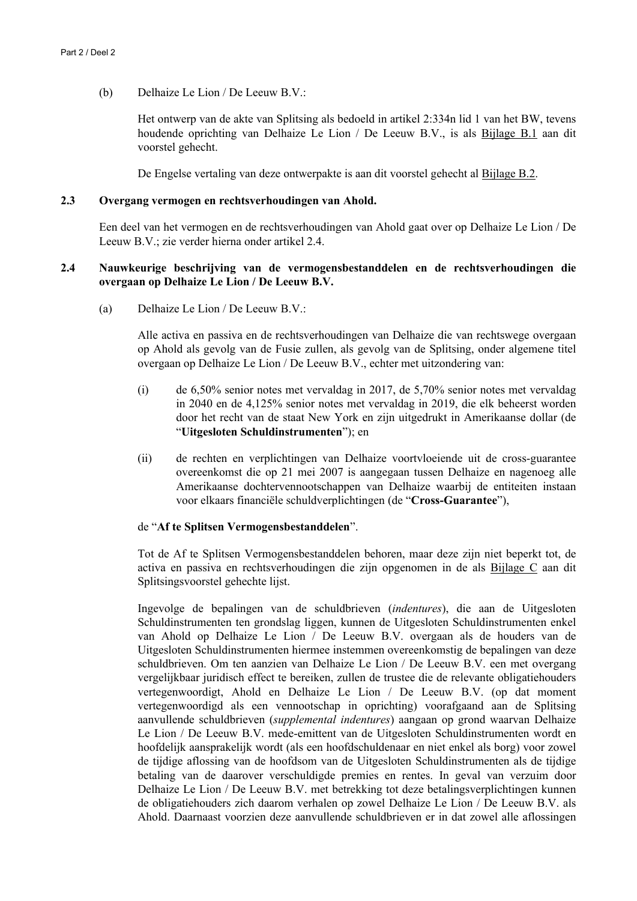(b) Delhaize Le Lion / De Leeuw B.V.:

Het ontwerp van de akte van Splitsing als bedoeld in artikel 2:334n lid 1 van het BW, tevens houdende oprichting van Delhaize Le Lion / De Leeuw B.V., is als Bijlage B.1 aan dit voorstel gehecht.

De Engelse vertaling van deze ontwerpakte is aan dit voorstel gehecht al Bijlage B.2.

**2.3 Overgang vermogen en rechtsverhoudingen van Ahold.**

Een deel van het vermogen en de rechtsverhoudingen van Ahold gaat over op Delhaize Le Lion / De Leeuw B.V.; zie verder hierna onder artikel 2.4.

**2.4 Nauwkeurige beschrijving van de vermogensbestanddelen en de rechtsverhoudingen die overgaan op Delhaize Le Lion / De Leeuw B.V.**

(a) Delhaize Le Lion / De Leeuw B.V.:

Alle activa en passiva en de rechtsverhoudingen van Delhaize die van rechtswege overgaan op Ahold als gevolg van de Fusie zullen, als gevolg van de Splitsing, onder algemene titel overgaan op Delhaize Le Lion / De Leeuw B.V., echter met uitzondering van:

(i) de 6,50% senior notes met vervaldag in 2017, de 5,70% senior notes met vervaldag in 2040 en de 4,125% senior notes met vervaldag in 2019, die elk beheerst worden door het recht van de staat New York en zijn uitgedrukt in Amerikaanse dollar (de "**Uitgesloten Schuldinstrumenten**"); en

(ii) de rechten en verplichtingen van Delhaize voortvloeiende uit de cross-guarantee overeenkomst die op 21 mei 2007 is aangegaan tussen Delhaize en nagenoeg alle Amerikaanse dochtervennootschappen van Delhaize waarbij de entiteiten instaan voor elkaars financiële schuldverplichtingen (de "**Cross-Guarantee**"),

de "**Af te Splitsen Vermogensbestanddelen**".

Tot de Af te Splitsen Vermogensbestanddelen behoren, maar deze zijn niet beperkt tot, de activa en passiva en rechtsverhoudingen die zijn opgenomen in de als Bijlage C aan dit Splitsingsvoorstel gehechte lijst.

Ingevolge de bepalingen van de schuldbrieven (*indentures*), die aan de Uitgesloten Schuldinstrumenten ten grondslag liggen, kunnen de Uitgesloten Schuldinstrumenten enkel van Ahold op Delhaize Le Lion / De Leeuw B.V. overgaan als de houders van de Uitgesloten Schuldinstrumenten hiermee instemmen overeenkomstig de bepalingen van deze schuldbrieven. Om ten aanzien van Delhaize Le Lion / De Leeuw B.V. een met overgang vergelijkbaar juridisch effect te bereiken, zullen de trustee die de relevante obligatiehouders vertegenwoordigt, Ahold en Delhaize Le Lion / De Leeuw B.V. (op dat moment vertegenwoordigd als een vennootschap in oprichting) voorafgaand aan de Splitsing aanvullende schuldbrieven (*supplemental indentures*) aangaan op grond waarvan Delhaize Le Lion / De Leeuw B.V. mede-emittent van de Uitgesloten Schuldinstrumenten wordt en hoofdelijk aansprakelijk wordt (als een hoofdschuldenaar en niet enkel als borg) voor zowel de tijdige aflossing van de hoofdsom van de Uitgesloten Schuldinstrumenten als de tijdige betaling van de daarover verschuldigde premies en rentes. In geval van verzuim door Delhaize Le Lion / De Leeuw B.V. met betrekking tot deze betalingsverplichtingen kunnen de obligatiehouders zich daarom verhalen op zowel Delhaize Le Lion / De Leeuw B.V. als Ahold. Daarnaast voorzien deze aanvullende schuldbrieven er in dat zowel alle aflossingen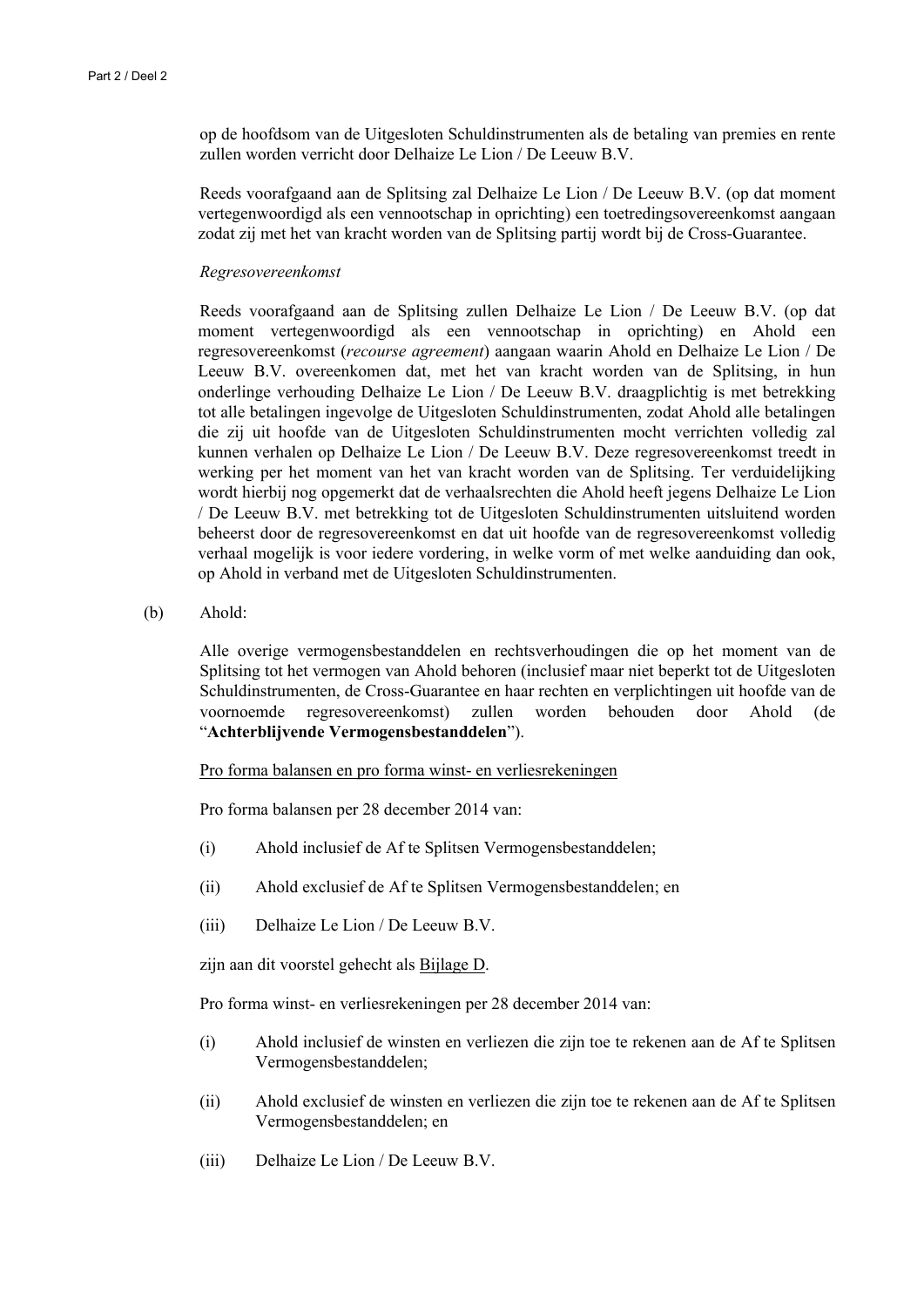op de hoofdsom van de Uitgesloten Schuldinstrumenten als de betaling van premies en rente zullen worden verricht door Delhaize Le Lion / De Leeuw B.V.

Reeds voorafgaand aan de Splitsing zal Delhaize Le Lion / De Leeuw B.V. (op dat moment vertegenwoordigd als een vennootschap in oprichting) een toetredingsovereenkomst aangaan zodat zij met het van kracht worden van de Splitsing partij wordt bij de Cross-Guarantee.

*Regresovereenkomst*

Reeds voorafgaand aan de Splitsing zullen Delhaize Le Lion / De Leeuw B.V. (op dat moment vertegenwoordigd als een vennootschap in oprichting) en Ahold een regresovereenkomst (*recourse agreement*) aangaan waarin Ahold en Delhaize Le Lion / De Leeuw B.V. overeenkomen dat, met het van kracht worden van de Splitsing, in hun onderlinge verhouding Delhaize Le Lion / De Leeuw B.V. draagplichtig is met betrekking tot alle betalingen ingevolge de Uitgesloten Schuldinstrumenten, zodat Ahold alle betalingen die zij uit hoofde van de Uitgesloten Schuldinstrumenten mocht verrichten volledig zal kunnen verhalen op Delhaize Le Lion / De Leeuw B.V. Deze regresovereenkomst treedt in werking per het moment van het van kracht worden van de Splitsing. Ter verduidelijking wordt hierbij nog opgemerkt dat de verhaalsrechten die Ahold heeft jegens Delhaize Le Lion / De Leeuw B.V. met betrekking tot de Uitgesloten Schuldinstrumenten uitsluitend worden beheerst door de regresovereenkomst en dat uit hoofde van de regresovereenkomst volledig verhaal mogelijk is voor iedere vordering, in welke vorm of met welke aanduiding dan ook, op Ahold in verband met de Uitgesloten Schuldinstrumenten.

(b) Ahold:

Alle overige vermogensbestanddelen en rechtsverhoudingen die op het moment van de Splitsing tot het vermogen van Ahold behoren (inclusief maar niet beperkt tot de Uitgesloten Schuldinstrumenten, de Cross-Guarantee en haar rechten en verplichtingen uit hoofde van de voornoemde regresovereenkomst) zullen worden behouden door Ahold (de "**Achterblijvende Vermogensbestanddelen**").

Pro forma balansen en pro forma winst- en verliesrekeningen

Pro forma balansen per 28 december 2014 van:

(i) Ahold inclusief de Af te Splitsen Vermogensbestanddelen;

(ii) Ahold exclusief de Af te Splitsen Vermogensbestanddelen; en

(iii) Delhaize Le Lion / De Leeuw B.V.

zijn aan dit voorstel gehecht als Bijlage D.

Pro forma winst- en verliesrekeningen per 28 december 2014 van:

(i) Ahold inclusief de winsten en verliezen die zijn toe te rekenen aan de Af te Splitsen Vermogensbestanddelen;

(ii) Ahold exclusief de winsten en verliezen die zijn toe te rekenen aan de Af te Splitsen Vermogensbestanddelen; en

(iii) Delhaize Le Lion / De Leeuw B.V.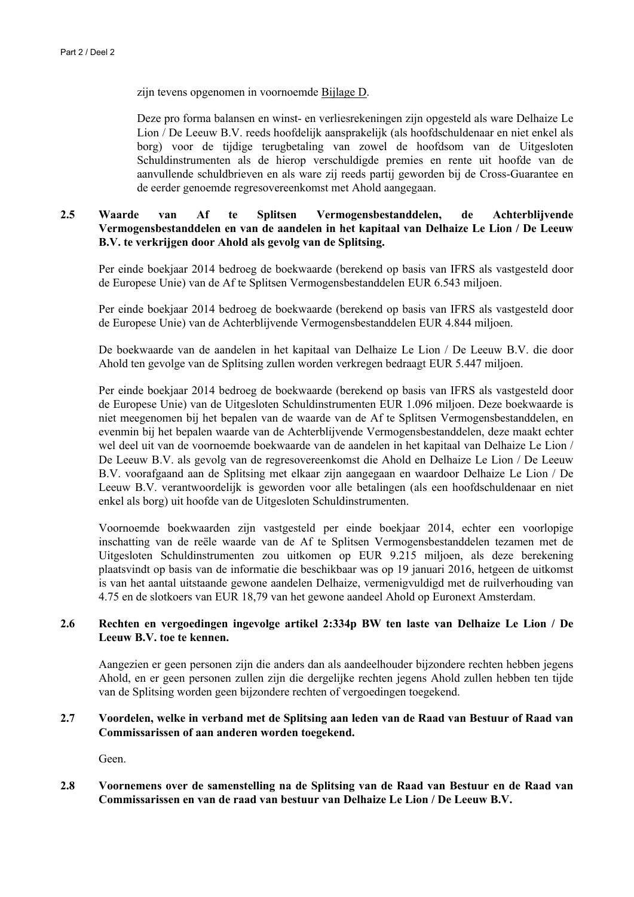zijn tevens opgenomen in voornoemde Bijlage D.

Deze pro forma balansen en winst- en verliesrekeningen zijn opgesteld als ware Delhaize Le Lion / De Leeuw B.V. reeds hoofdelijk aansprakelijk (als hoofdschuldenaar en niet enkel als borg) voor de tijdige terugbetaling van zowel de hoofdsom van de Uitgesloten Schuldinstrumenten als de hierop verschuldigde premies en rente uit hoofde van de aanvullende schuldbrieven en als ware zij reeds partij geworden bij de Cross-Guarantee en de eerder genoemde regresovereenkomst met Ahold aangegaan.

**2.5 Waarde van Af te Splitsen Vermogensbestanddelen, de Achterblijvende Vermogensbestanddelen en van de aandelen in het kapitaal van Delhaize Le Lion / De Leeuw B.V. te verkrijgen door Ahold als gevolg van de Splitsing.**

Per einde boekjaar 2014 bedroeg de boekwaarde (berekend op basis van IFRS als vastgesteld door de Europese Unie) van de Af te Splitsen Vermogensbestanddelen EUR 6.543 miljoen.

Per einde boekjaar 2014 bedroeg de boekwaarde (berekend op basis van IFRS als vastgesteld door de Europese Unie) van de Achterblijvende Vermogensbestanddelen EUR 4.844 miljoen.

De boekwaarde van de aandelen in het kapitaal van Delhaize Le Lion / De Leeuw B.V. die door Ahold ten gevolge van de Splitsing zullen worden verkregen bedraagt EUR 5.447 miljoen.

Per einde boekjaar 2014 bedroeg de boekwaarde (berekend op basis van IFRS als vastgesteld door de Europese Unie) van de Uitgesloten Schuldinstrumenten EUR 1.096 miljoen. Deze boekwaarde is niet meegenomen bij het bepalen van de waarde van de Af te Splitsen Vermogensbestanddelen, en evenmin bij het bepalen waarde van de Achterblijvende Vermogensbestanddelen, deze maakt echter wel deel uit van de voornoemde boekwaarde van de aandelen in het kapitaal van Delhaize Le Lion / De Leeuw B.V. als gevolg van de regresovereenkomst die Ahold en Delhaize Le Lion / De Leeuw B.V. voorafgaand aan de Splitsing met elkaar zijn aangegaan en waardoor Delhaize Le Lion / De Leeuw B.V. verantwoordelijk is geworden voor alle betalingen (als een hoofdschuldenaar en niet enkel als borg) uit hoofde van de Uitgesloten Schuldinstrumenten.

Voornoemde boekwaarden zijn vastgesteld per einde boekjaar 2014, echter een voorlopige inschatting van de reële waarde van de Af te Splitsen Vermogensbestanddelen tezamen met de Uitgesloten Schuldinstrumenten zou uitkomen op EUR 9.215 miljoen, als deze berekening plaatsvindt op basis van de informatie die beschikbaar was op 19 januari 2016, hetgeen de uitkomst is van het aantal uitstaande gewone aandelen Delhaize, vermenigvuldigd met de ruilverhouding van 4.75 en de slotkoers van EUR 18,79 van het gewone aandeel Ahold op Euronext Amsterdam.

**2.6 Rechten en vergoedingen ingevolge artikel 2:334p BW ten laste van Delhaize Le Lion / De Leeuw B.V. toe te kennen.**

Aangezien er geen personen zijn die anders dan als aandeelhouder bijzondere rechten hebben jegens Ahold, en er geen personen zullen zijn die dergelijke rechten jegens Ahold zullen hebben ten tijde van de Splitsing worden geen bijzondere rechten of vergoedingen toegekend.

**2.7 Voordelen, welke in verband met de Splitsing aan leden van de Raad van Bestuur of Raad van Commissarissen of aan anderen worden toegekend.**

Geen.

**2.8 Voornemens over de samenstelling na de Splitsing van de Raad van Bestuur en de Raad van Commissarissen en van de raad van bestuur van Delhaize Le Lion / De Leeuw B.V.**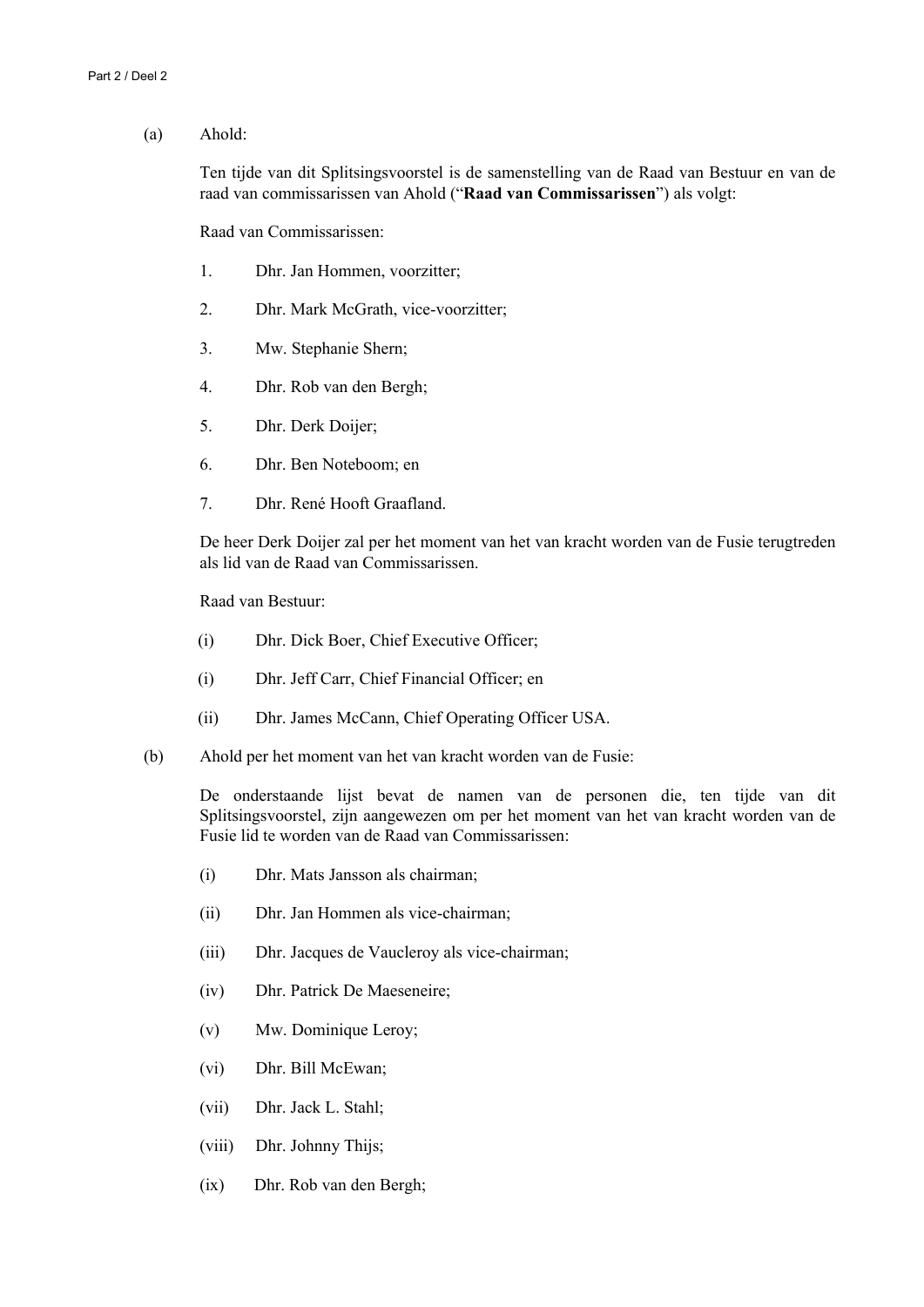(a) Ahold:

Ten tijde van dit Splitsingsvoorstel is de samenstelling van de Raad van Bestuur en van de raad van commissarissen van Ahold ("**Raad van Commissarissen**") als volgt:

Raad van Commissarissen:

1. Dhr. Jan Hommen, voorzitter;
2. Dhr. Mark McGrath, vice-voorzitter;
3. Mw. Stephanie Shern;
4. Dhr. Rob van den Bergh;
5. Dhr. Derk Doijer;
6. Dhr. Ben Noteboom; en
7. Dhr. René Hooft Graafland.

De heer Derk Doijer zal per het moment van het van kracht worden van de Fusie terugtreden als lid van de Raad van Commissarissen.

Raad van Bestuur:

(i) Dhr. Dick Boer, Chief Executive Officer;

(i) Dhr. Jeff Carr, Chief Financial Officer; en

(ii) Dhr. James McCann, Chief Operating Officer USA.

(b) Ahold per het moment van het van kracht worden van de Fusie:

De onderstaande lijst bevat de namen van de personen die, ten tijde van dit Splitsingsvoorstel, zijn aangewezen om per het moment van het van kracht worden van de Fusie lid te worden van de Raad van Commissarissen:

(i) Dhr. Mats Jansson als chairman;

(ii) Dhr. Jan Hommen als vice-chairman;

(iii) Dhr. Jacques de Vaucleroy als vice-chairman;

(iv) Dhr. Patrick De Maeseneire;

(v) Mw. Dominique Leroy;

(vi) Dhr. Bill McEwan;

(vii) Dhr. Jack L. Stahl;

(viii) Dhr. Johnny Thijs;

(ix) Dhr. Rob van den Bergh;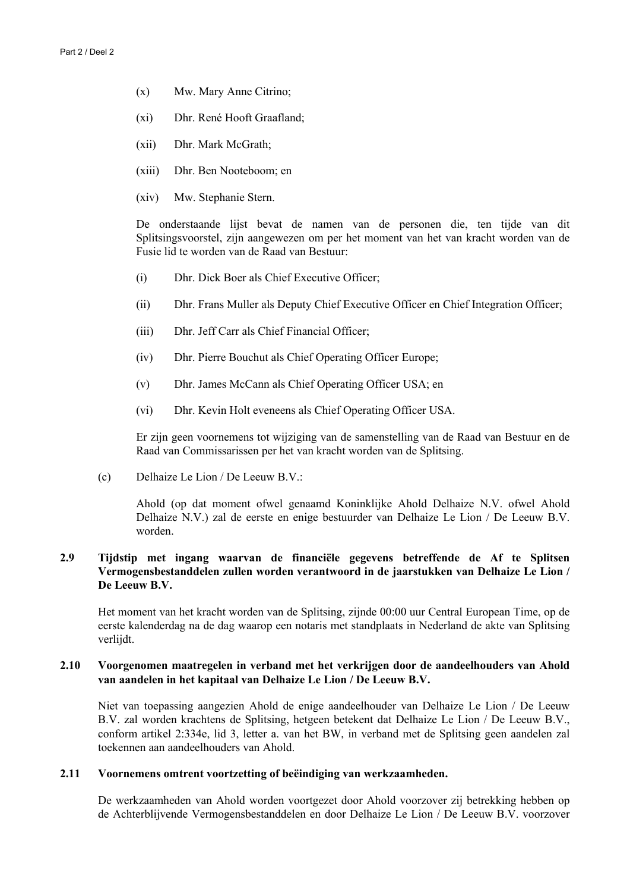(x) Mw. Mary Anne Citrino;

(xi) Dhr. René Hooft Graafland;

(xii) Dhr. Mark McGrath;

(xiii) Dhr. Ben Nooteboom; en

(xiv) Mw. Stephanie Stern.

De onderstaande lijst bevat de namen van de personen die, ten tijde van dit Splitsingsvoorstel, zijn aangewezen om per het moment van het van kracht worden van de Fusie lid te worden van de Raad van Bestuur:

(i) Dhr. Dick Boer als Chief Executive Officer;

(ii) Dhr. Frans Muller als Deputy Chief Executive Officer en Chief Integration Officer;

(iii) Dhr. Jeff Carr als Chief Financial Officer;

(iv) Dhr. Pierre Bouchut als Chief Operating Officer Europe;

(v) Dhr. James McCann als Chief Operating Officer USA; en

(vi) Dhr. Kevin Holt eveneens als Chief Operating Officer USA.

Er zijn geen voornemens tot wijziging van de samenstelling van de Raad van Bestuur en de Raad van Commissarissen per het van kracht worden van de Splitsing.

(c) Delhaize Le Lion / De Leeuw B.V.:

Ahold (op dat moment ofwel genaamd Koninklijke Ahold Delhaize N.V. ofwel Ahold Delhaize N.V.) zal de eerste en enige bestuurder van Delhaize Le Lion / De Leeuw B.V. worden.

**2.9 Tijdstip met ingang waarvan de financiële gegevens betreffende de Af te Splitsen Vermogensbestanddelen zullen worden verantwoord in de jaarstukken van Delhaize Le Lion / De Leeuw B.V.**

Het moment van het kracht worden van de Splitsing, zijnde 00:00 uur Central European Time, op de eerste kalenderdag na de dag waarop een notaris met standplaats in Nederland de akte van Splitsing verlijdt.

**2.10 Voorgenomen maatregelen in verband met het verkrijgen door de aandeelhouders van Ahold van aandelen in het kapitaal van Delhaize Le Lion / De Leeuw B.V.**

Niet van toepassing aangezien Ahold de enige aandeelhouder van Delhaize Le Lion / De Leeuw B.V. zal worden krachtens de Splitsing, hetgeen betekent dat Delhaize Le Lion / De Leeuw B.V., conform artikel 2:334e, lid 3, letter a. van het BW, in verband met de Splitsing geen aandelen zal toekennen aan aandeelhouders van Ahold.

**2.11 Voornemens omtrent voortzetting of beëindiging van werkzaamheden.**

De werkzaamheden van Ahold worden voortgezet door Ahold voorzover zij betrekking hebben op de Achterblijvende Vermogensbestanddelen en door Delhaize Le Lion / De Leeuw B.V. voorzover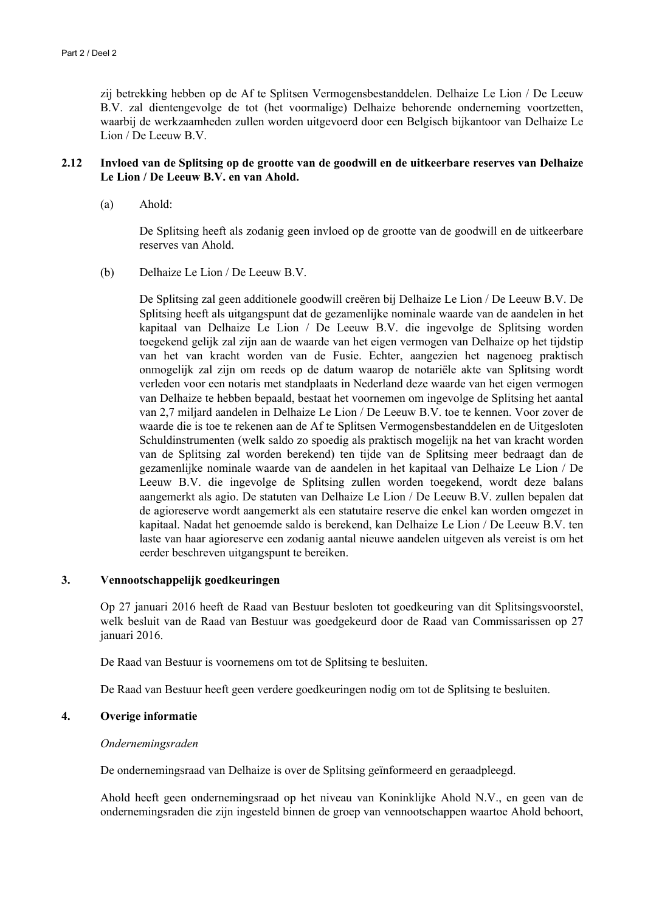zij betrekking hebben op de Af te Splitsen Vermogensbestanddelen. Delhaize Le Lion / De Leeuw B.V. zal dientengevolge de tot (het voormalige) Delhaize behorende onderneming voortzetten, waarbij de werkzaamheden zullen worden uitgevoerd door een Belgisch bijkantoor van Delhaize Le Lion / De Leeuw B.V.

**2.12 Invloed van de Splitsing op de grootte van de goodwill en de uitkeerbare reserves van Delhaize Le Lion / De Leeuw B.V. en van Ahold.**

(a) Ahold:

De Splitsing heeft als zodanig geen invloed op de grootte van de goodwill en de uitkeerbare reserves van Ahold.

(b) Delhaize Le Lion / De Leeuw B.V.

De Splitsing zal geen additionele goodwill creëren bij Delhaize Le Lion / De Leeuw B.V. De Splitsing heeft als uitgangspunt dat de gezamenlijke nominale waarde van de aandelen in het kapitaal van Delhaize Le Lion / De Leeuw B.V. die ingevolge de Splitsing worden toegekend gelijk zal zijn aan de waarde van het eigen vermogen van Delhaize op het tijdstip van het van kracht worden van de Fusie. Echter, aangezien het nagenoeg praktisch onmogelijk zal zijn om reeds op de datum waarop de notariële akte van Splitsing wordt verleden voor een notaris met standplaats in Nederland deze waarde van het eigen vermogen van Delhaize te hebben bepaald, bestaat het voornemen om ingevolge de Splitsing het aantal van 2,7 miljard aandelen in Delhaize Le Lion / De Leeuw B.V. toe te kennen. Voor zover de waarde die is toe te rekenen aan de Af te Splitsen Vermogensbestanddelen en de Uitgesloten Schuldinstrumenten (welk saldo zo spoedig als praktisch mogelijk na het van kracht worden van de Splitsing zal worden berekend) ten tijde van de Splitsing meer bedraagt dan de gezamenlijke nominale waarde van de aandelen in het kapitaal van Delhaize Le Lion / De Leeuw B.V. die ingevolge de Splitsing zullen worden toegekend, wordt deze balans aangemerkt als agio. De statuten van Delhaize Le Lion / De Leeuw B.V. zullen bepalen dat de agioreserve wordt aangemerkt als een statutaire reserve die enkel kan worden omgezet in kapitaal. Nadat het genoemde saldo is berekend, kan Delhaize Le Lion / De Leeuw B.V. ten laste van haar agioreserve een zodanig aantal nieuwe aandelen uitgeven als vereist is om het eerder beschreven uitgangspunt te bereiken.

**3. Vennootschappelijk goedkeuringen**

Op 27 januari 2016 heeft de Raad van Bestuur besloten tot goedkeuring van dit Splitsingsvoorstel, welk besluit van de Raad van Bestuur was goedgekeurd door de Raad van Commissarissen op 27 januari 2016.

De Raad van Bestuur is voornemens om tot de Splitsing te besluiten.

De Raad van Bestuur heeft geen verdere goedkeuringen nodig om tot de Splitsing te besluiten.

**4. Overige informatie**

*Ondernemingsraden*

De ondernemingsraad van Delhaize is over de Splitsing geïnformeerd en geraadpleegd.

Ahold heeft geen ondernemingsraad op het niveau van Koninklijke Ahold N.V., en geen van de ondernemingsraden die zijn ingesteld binnen de groep van vennootschappen waartoe Ahold behoort,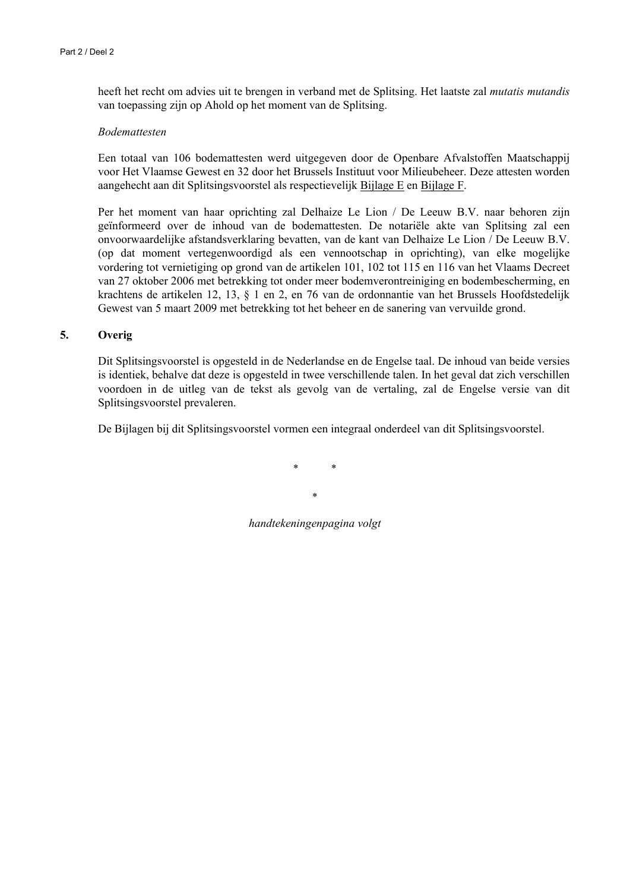heeft het recht om advies uit te brengen in verband met de Splitsing. Het laatste zal *mutatis mutandis* van toepassing zijn op Ahold op het moment van de Splitsing.

*Bodemattesten*

Een totaal van 106 bodemattesten werd uitgegeven door de Openbare Afvalstoffen Maatschappij voor Het Vlaamse Gewest en 32 door het Brussels Instituut voor Milieubeheer. Deze attesten worden aangehecht aan dit Splitsingsvoorstel als respectievelijk Bijlage E en Bijlage F.

Per het moment van haar oprichting zal Delhaize Le Lion / De Leeuw B.V. naar behoren zijn geïnformeerd over de inhoud van de bodemattesten. De notariële akte van Splitsing zal een onvoorwaardelijke afstandsverklaring bevatten, van de kant van Delhaize Le Lion / De Leeuw B.V. (op dat moment vertegenwoordigd als een vennootschap in oprichting), van elke mogelijke vordering tot vernietiging op grond van de artikelen 101, 102 tot 115 en 116 van het Vlaams Decreet van 27 oktober 2006 met betrekking tot onder meer bodemverontreiniging en bodembescherming, en krachtens de artikelen 12, 13, § 1 en 2, en 76 van de ordonnantie van het Brussels Hoofdstedelijk Gewest van 5 maart 2009 met betrekking tot het beheer en de sanering van vervuilde grond.

## 5. Overig

Dit Splitsingsvoorstel is opgesteld in de Nederlandse en de Engelse taal. De inhoud van beide versies is identiek, behalve dat deze is opgesteld in twee verschillende talen. In het geval dat zich verschillen voordoen in de uitleg van de tekst als gevolg van de vertaling, zal de Engelse versie van dit Splitsingsvoorstel prevaleren.

De Bijlagen bij dit Splitsingsvoorstel vormen een integraal onderdeel van dit Splitsingsvoorstel.

\* \*

\*

*handtekeningenpagina volgt*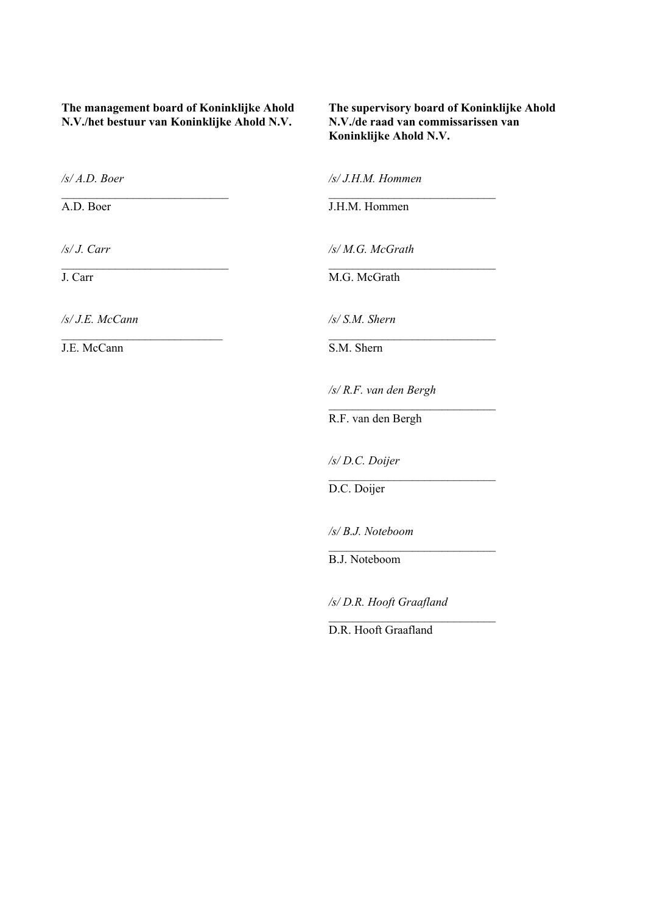**The management board of Koninklijke Ahold N.V./het bestuur van Koninklijke Ahold N.V.**

*/s/ A.D. Boer*

______________________________

A.D. Boer

*/s/ J. Carr*

______________________________

J. Carr

*/s/ J.E. McCann*

______________________________

J.E. McCann

**The supervisory board of Koninklijke Ahold N.V./de raad van commissarissen van Koninklijke Ahold N.V.**

*/s/ J.H.M. Hommen*

______________________________

J.H.M. Hommen

*/s/ M.G. McGrath*

______________________________

M.G. McGrath

*/s/ S.M. Shern*

______________________________

S.M. Shern

*/s/ R.F. van den Bergh*

______________________________

R.F. van den Bergh

*/s/ D.C. Doijer*

______________________________

D.C. Doijer

*/s/ B.J. Noteboom*

______________________________

B.J. Noteboom

*/s/ D.R. Hooft Graafland*

______________________________

D.R. Hooft Graafland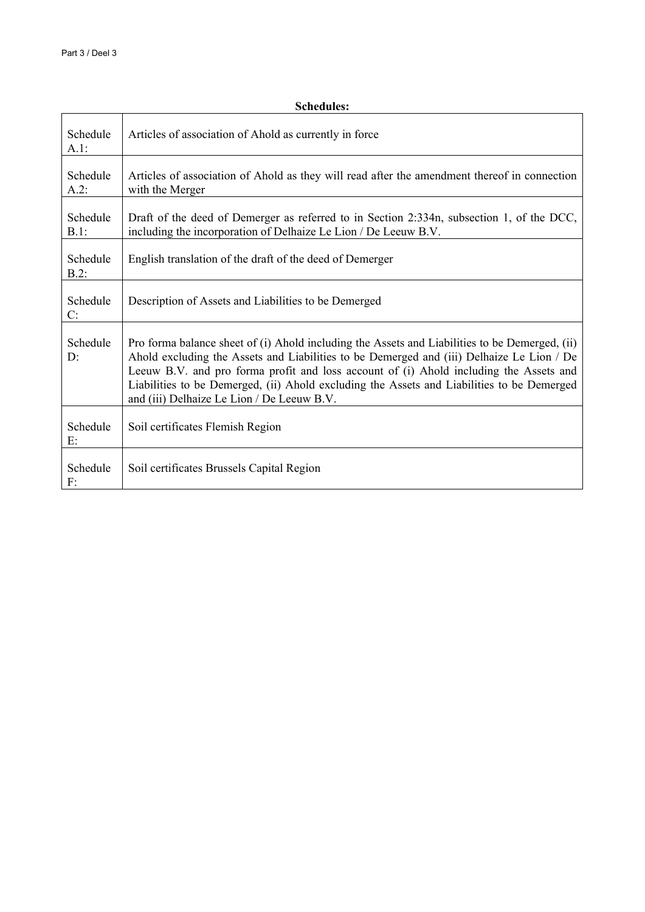**Schedules:**

| | |
|---|---|
| Schedule A.1: | Articles of association of Ahold as currently in force |
| Schedule A.2: | Articles of association of Ahold as they will read after the amendment thereof in connection with the Merger |
| Schedule B.1: | Draft of the deed of Demerger as referred to in Section 2:334n, subsection 1, of the DCC, including the incorporation of Delhaize Le Lion / De Leeuw B.V. |
| Schedule B.2: | English translation of the draft of the deed of Demerger |
| Schedule C: | Description of Assets and Liabilities to be Demerged |
| Schedule D: | Pro forma balance sheet of (i) Ahold including the Assets and Liabilities to be Demerged, (ii) Ahold excluding the Assets and Liabilities to be Demerged and (iii) Delhaize Le Lion / De Leeuw B.V. and pro forma profit and loss account of (i) Ahold including the Assets and Liabilities to be Demerged, (ii) Ahold excluding the Assets and Liabilities to be Demerged and (iii) Delhaize Le Lion / De Leeuw B.V. |
| Schedule E: | Soil certificates Flemish Region |
| Schedule F: | Soil certificates Brussels Capital Region |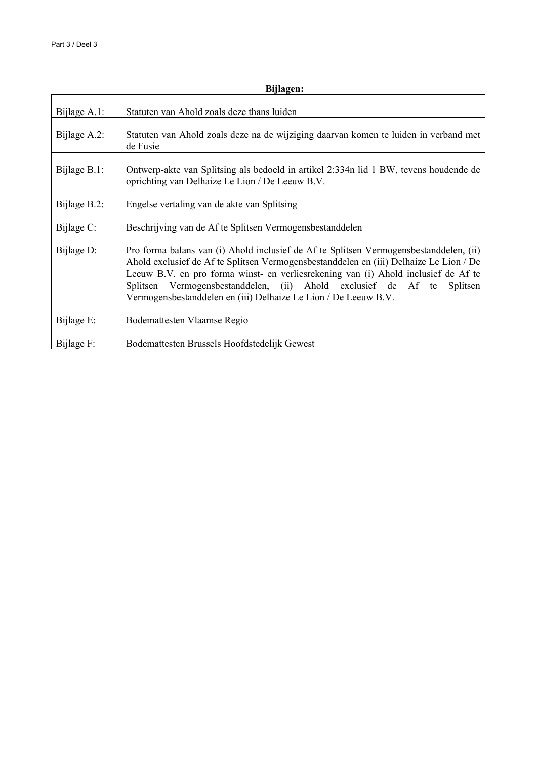**Bijlagen:**

| | |
|---|---|
| Bijlage A.1: | Statuten van Ahold zoals deze thans luiden |
| Bijlage A.2: | Statuten van Ahold zoals deze na de wijziging daarvan komen te luiden in verband met de Fusie |
| Bijlage B.1: | Ontwerp-akte van Splitsing als bedoeld in artikel 2:334n lid 1 BW, tevens houdende de oprichting van Delhaize Le Lion / De Leeuw B.V. |
| Bijlage B.2: | Engelse vertaling van de akte van Splitsing |
| Bijlage C: | Beschrijving van de Af te Splitsen Vermogensbestanddelen |
| Bijlage D: | Pro forma balans van (i) Ahold inclusief de Af te Splitsen Vermogensbestanddelen, (ii) Ahold exclusief de Af te Splitsen Vermogensbestanddelen en (iii) Delhaize Le Lion / De Leeuw B.V. en pro forma winst- en verliesrekening van (i) Ahold inclusief de Af te Splitsen Vermogensbestanddelen, (ii) Ahold exclusief de Af te Splitsen Vermogensbestanddelen en (iii) Delhaize Le Lion / De Leeuw B.V. |
| Bijlage E: | Bodemattesten Vlaamse Regio |
| Bijlage F: | Bodemattesten Brussels Hoofdstedelijk Gewest |